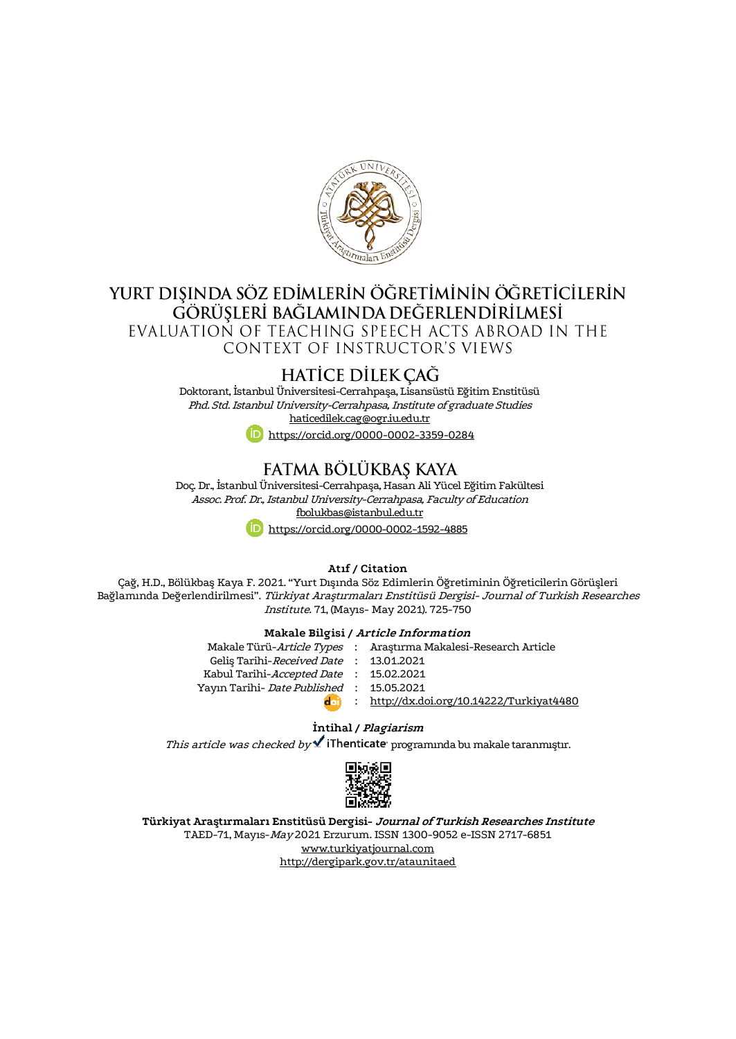# YURT DIŞINDA SÖZ EDİMLERİN ÖĞRETİMİNİN ÖĞRETİCİLERİN GÖRÜŞLERİ BAĞLAMINDA DEĞERLENDİRİLMESİ

## EVALUATION OF TEACHING SPEECH ACTS ABROAD IN THE CONTEXT OF INSTRUCTOR'S VIEWS

### HATİCE DİLEK ÇAĞ

Doktorant, İstanbul Üniversitesi-Cerrahpaşa, Lisansüstü Eğitim Enstitüsü
*Phd. Std. Istanbul University-Cerrahpasa, Institute of graduate Studies*
haticedilek.cag@ogr.iu.edu.tr
https://orcid.org/0000-0002-3359-0284

### FATMA BÖLÜKBAŞ KAYA

Doç. Dr., İstanbul Üniversitesi-Cerrahpaşa, Hasan Ali Yücel Eğitim Fakültesi
*Assoc. Prof. Dr., Istanbul University-Cerrahpasa, Faculty of Education*
fbolukbas@istanbul.edu.tr
https://orcid.org/0000-0002-1592-4885

**Atıf / Citation**

Çağ, H.D., Bölükbaş Kaya F. 2021. "Yurt Dışında Söz Edimlerin Öğretiminin Öğreticilerin Görüşleri Bağlamında Değerlendirilmesi". *Türkiyat Araştırmaları Enstitüsü Dergisi- Journal of Turkish Researches Institute*. 71, (Mayıs- May 2021). 725-750

**Makale Bilgisi / *Article Information***

| | | |
|---|---|---|
| Makale Türü-*Article Types* | : | Araştırma Makalesi-Research Article |
| Geliş Tarihi-*Received Date* | : | 13.01.2021 |
| Kabul Tarihi-*Accepted Date* | : | 15.02.2021 |
| Yayın Tarihi- *Date Published* | : | 15.05.2021 |
| doi | : | http://dx.doi.org/10.14222/Turkiyat4480 |

**İntihal / *Plagiarism***

*This article was checked by* iThenticate programında bu makale taranmıştır.

**Türkiyat Araştırmaları Enstitüsü Dergisi- *Journal of Turkish Researches Institute***
TAED-71, Mayıs-*May* 2021 Erzurum. ISSN 1300-9052 e-ISSN 2717-6851
www.turkiyatjournal.com
http://dergipark.gov.tr/ataunitaed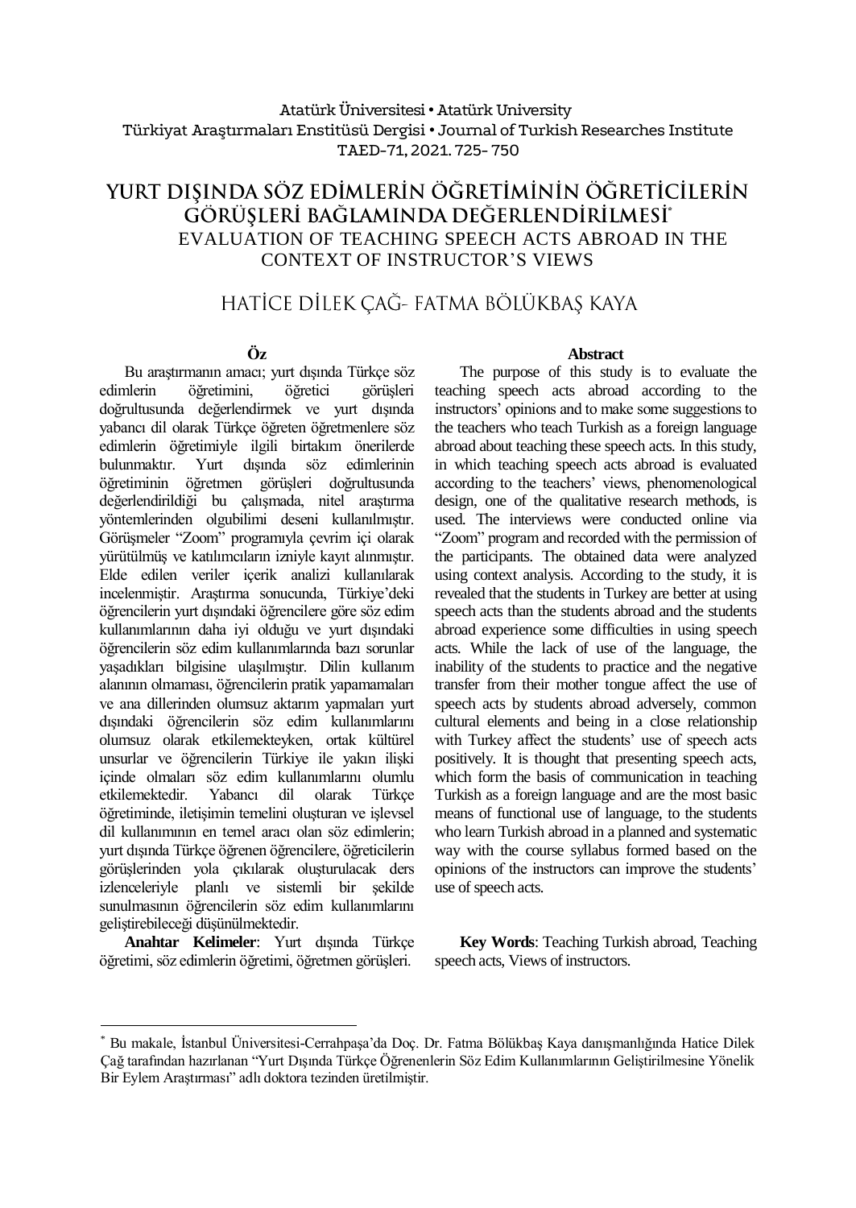Atatürk Üniversitesi • Atatürk University
Türkiyat Araştırmaları Enstitüsü Dergisi • Journal of Turkish Researches Institute
TAED-71, 2021. 725- 750

# YURT DIŞINDA SÖZ EDİMLERİN ÖĞRETİMİNİN ÖĞRETİCİLERİN GÖRÜŞLERİ BAĞLAMINDA DEĞERLENDİRİLMESİ*

## EVALUATION OF TEACHING SPEECH ACTS ABROAD IN THE CONTEXT OF INSTRUCTOR'S VIEWS

HATİCE DİLEK ÇAĞ- FATMA BÖLÜKBAŞ KAYA

### Öz

Bu araştırmanın amacı; yurt dışında Türkçe söz edimlerin öğretimini, öğretici görüşleri doğrultusunda değerlendirmek ve yurt dışında yabancı dil olarak Türkçe öğreten öğretmenlere söz edimlerin öğretimiyle ilgili birtakım önerilerde bulunmaktır. Yurt dışında söz edimlerinin öğretiminin öğretmen görüşleri doğrultusunda değerlendirildiği bu çalışmada, nitel araştırma yöntemlerinden olgubilimi deseni kullanılmıştır. Görüşmeler "Zoom" programıyla çevrim içi olarak yürütülmüş ve katılımcıların izniyle kayıt alınmıştır. Elde edilen veriler içerik analizi kullanılarak incelenmiştir. Araştırma sonucunda, Türkiye'deki öğrencilerin yurt dışındaki öğrencilere göre söz edim kullanımlarının daha iyi olduğu ve yurt dışındaki öğrencilerin söz edim kullanımlarında bazı sorunlar yaşadıkları bilgisine ulaşılmıştır. Dilin kullanım alanının olmaması, öğrencilerin pratik yapamamaları ve ana dillerinden olumsuz aktarım yapmaları yurt dışındaki öğrencilerin söz edim kullanımlarını olumsuz olarak etkilemekteyken, ortak kültürel unsurlar ve öğrencilerin Türkiye ile yakın ilişki içinde olmaları söz edim kullanımlarını olumlu etkilemektedir. Yabancı dil olarak Türkçe öğretiminde, iletişimin temelini oluşturan ve işlevsel dil kullanımının en temel aracı olan söz edimlerin; yurt dışında Türkçe öğrenen öğrencilere, öğreticilerin görüşlerinden yola çıkılarak oluşturulacak ders izlenceleriyle planlı ve sistemli bir şekilde sunulmasının öğrencilerin söz edim kullanımlarını geliştirebileceği düşünülmektedir.

**Anahtar Kelimeler**: Yurt dışında Türkçe öğretimi, söz edimlerin öğretimi, öğretmen görüşleri.

### Abstract

The purpose of this study is to evaluate the teaching speech acts abroad according to the instructors' opinions and to make some suggestions to the teachers who teach Turkish as a foreign language abroad about teaching these speech acts. In this study, in which teaching speech acts abroad is evaluated according to the teachers' views, phenomenological design, one of the qualitative research methods, is used. The interviews were conducted online via "Zoom" program and recorded with the permission of the participants. The obtained data were analyzed using context analysis. According to the study, it is revealed that the students in Turkey are better at using speech acts than the students abroad and the students abroad experience some difficulties in using speech acts. While the lack of use of the language, the inability of the students to practice and the negative transfer from their mother tongue affect the use of speech acts by students abroad adversely, common cultural elements and being in a close relationship with Turkey affect the students' use of speech acts positively. It is thought that presenting speech acts, which form the basis of communication in teaching Turkish as a foreign language and are the most basic means of functional use of language, to the students who learn Turkish abroad in a planned and systematic way with the course syllabus formed based on the opinions of the instructors can improve the students' use of speech acts.

**Key Words**: Teaching Turkish abroad, Teaching speech acts, Views of instructors.

---

\* Bu makale, İstanbul Üniversitesi-Cerrahpaşa'da Doç. Dr. Fatma Bölükbaş Kaya danışmanlığında Hatice Dilek Çağ tarafından hazırlanan "Yurt Dışında Türkçe Öğrenenlerin Söz Edim Kullanımlarının Geliştirilmesine Yönelik Bir Eylem Araştırması" adlı doktora tezinden üretilmiştir.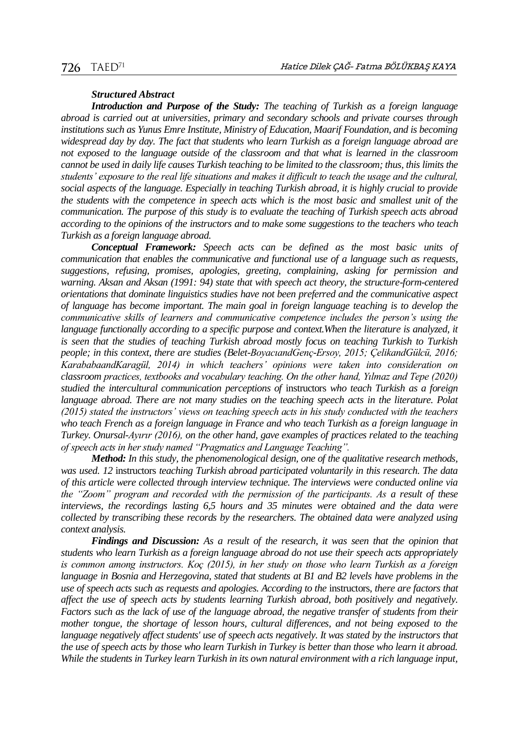***Structured Abstract***

***Introduction and Purpose of the Study:*** *The teaching of Turkish as a foreign language abroad is carried out at universities, primary and secondary schools and private courses through institutions such as Yunus Emre Institute, Ministry of Education, Maarif Foundation, and is becoming widespread day by day. The fact that students who learn Turkish as a foreign language abroad are not exposed to the language outside of the classroom and that what is learned in the classroom cannot be used in daily life causes Turkish teaching to be limited to the classroom; thus, this limits the students' exposure to the real life situations and makes it difficult to teach the usage and the cultural, social aspects of the language. Especially in teaching Turkish abroad, it is highly crucial to provide the students with the competence in speech acts which is the most basic and smallest unit of the communication. The purpose of this study is to evaluate the teaching of Turkish speech acts abroad according to the opinions of the instructors and to make some suggestions to the teachers who teach Turkish as a foreign language abroad.*

***Conceptual Framework:*** *Speech acts can be defined as the most basic units of communication that enables the communicative and functional use of a language such as requests, suggestions, refusing, promises, apologies, greeting, complaining, asking for permission and warning. Aksan and Aksan (1991: 94) state that with speech act theory, the structure-form-centered orientations that dominate linguistics studies have not been preferred and the communicative aspect of language has become important. The main goal in foreign language teaching is to develop the communicative skills of learners and communicative competence includes the person's using the language functionally according to a specific purpose and context.When the literature is analyzed, it is seen that the studies of teaching Turkish abroad mostly focus on teaching Turkish to Turkish people; in this context, there are studies (Belet-BoyacıandGenç-Ersoy, 2015; ÇelikandGülcü, 2016; KarababaandKaragül, 2014) in which teachers' opinions were taken into consideration on classroom practices, textbooks and vocabulary teaching. On the other hand, Yılmaz and Tepe (2020) studied the intercultural communication perceptions of* instructors *who teach Turkish as a foreign language abroad. There are not many studies on the teaching speech acts in the literature. Polat (2015) stated the instructors' views on teaching speech acts in his study conducted with the teachers who teach French as a foreign language in France and who teach Turkish as a foreign language in Turkey. Onursal-Ayırır (2016), on the other hand, gave examples of practices related to the teaching of speech acts in her study named "Pragmatics and Language Teaching".*

***Method:*** *In this study, the phenomenological design, one of the qualitative research methods, was used. 12* instructors *teaching Turkish abroad participated voluntarily in this research. The data of this article were collected through interview technique. The interviews were conducted online via the "Zoom" program and recorded with the permission of the participants. As a result of these interviews, the recordings lasting 6,5 hours and 35 minutes were obtained and the data were collected by transcribing these records by the researchers. The obtained data were analyzed using context analysis.*

***Findings and Discussion:*** *As a result of the research, it was seen that the opinion that students who learn Turkish as a foreign language abroad do not use their speech acts appropriately is common among instructors. Koç (2015), in her study on those who learn Turkish as a foreign language in Bosnia and Herzegovina, stated that students at B1 and B2 levels have problems in the use of speech acts such as requests and apologies. According to the* instructors, *there are factors that affect the use of speech acts by students learning Turkish abroad, both positively and negatively. Factors such as the lack of use of the language abroad, the negative transfer of students from their mother tongue, the shortage of lesson hours, cultural differences, and not being exposed to the language negatively affect students' use of speech acts negatively. It was stated by the instructors that the use of speech acts by those who learn Turkish in Turkey is better than those who learn it abroad. While the students in Turkey learn Turkish in its own natural environment with a rich language input,*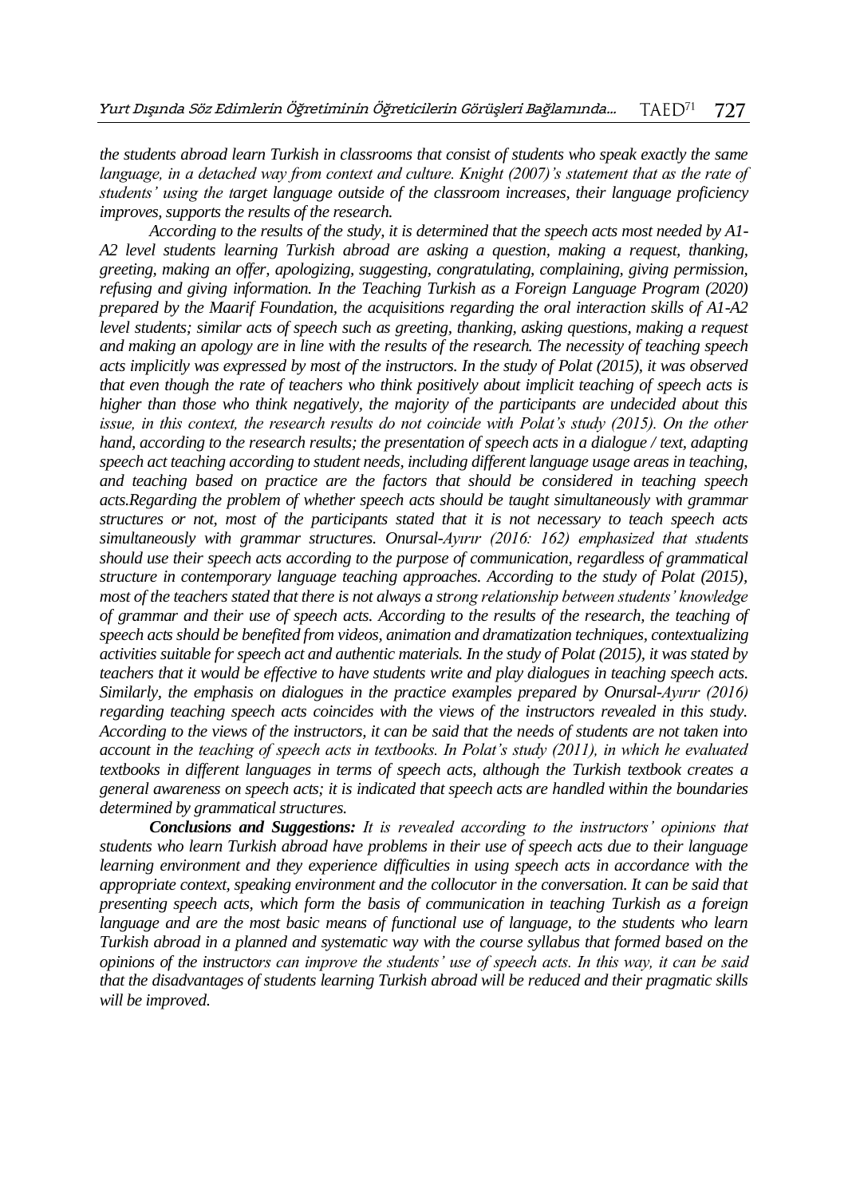*the students abroad learn Turkish in classrooms that consist of students who speak exactly the same language, in a detached way from context and culture. Knight (2007)'s statement that as the rate of students' using the target language outside of the classroom increases, their language proficiency improves, supports the results of the research.*

*According to the results of the study, it is determined that the speech acts most needed by A1-A2 level students learning Turkish abroad are asking a question, making a request, thanking, greeting, making an offer, apologizing, suggesting, congratulating, complaining, giving permission, refusing and giving information. In the Teaching Turkish as a Foreign Language Program (2020) prepared by the Maarif Foundation, the acquisitions regarding the oral interaction skills of A1-A2 level students; similar acts of speech such as greeting, thanking, asking questions, making a request and making an apology are in line with the results of the research. The necessity of teaching speech acts implicitly was expressed by most of the instructors. In the study of Polat (2015), it was observed that even though the rate of teachers who think positively about implicit teaching of speech acts is higher than those who think negatively, the majority of the participants are undecided about this issue, in this context, the research results do not coincide with Polat's study (2015). On the other hand, according to the research results; the presentation of speech acts in a dialogue / text, adapting speech act teaching according to student needs, including different language usage areas in teaching, and teaching based on practice are the factors that should be considered in teaching speech acts.Regarding the problem of whether speech acts should be taught simultaneously with grammar structures or not, most of the participants stated that it is not necessary to teach speech acts simultaneously with grammar structures. Onursal-Ayırır (2016: 162) emphasized that students should use their speech acts according to the purpose of communication, regardless of grammatical structure in contemporary language teaching approaches. According to the study of Polat (2015), most of the teachers stated that there is not always a strong relationship between students' knowledge of grammar and their use of speech acts. According to the results of the research, the teaching of speech acts should be benefited from videos, animation and dramatization techniques, contextualizing activities suitable for speech act and authentic materials. In the study of Polat (2015), it was stated by teachers that it would be effective to have students write and play dialogues in teaching speech acts. Similarly, the emphasis on dialogues in the practice examples prepared by Onursal-Ayırır (2016) regarding teaching speech acts coincides with the views of the instructors revealed in this study. According to the views of the instructors, it can be said that the needs of students are not taken into account in the teaching of speech acts in textbooks. In Polat's study (2011), in which he evaluated textbooks in different languages in terms of speech acts, although the Turkish textbook creates a general awareness on speech acts; it is indicated that speech acts are handled within the boundaries determined by grammatical structures.*

***Conclusions and Suggestions:*** *It is revealed according to the instructors' opinions that students who learn Turkish abroad have problems in their use of speech acts due to their language learning environment and they experience difficulties in using speech acts in accordance with the appropriate context, speaking environment and the collocutor in the conversation. It can be said that presenting speech acts, which form the basis of communication in teaching Turkish as a foreign language and are the most basic means of functional use of language, to the students who learn Turkish abroad in a planned and systematic way with the course syllabus that formed based on the opinions of the instructors can improve the students' use of speech acts. In this way, it can be said that the disadvantages of students learning Turkish abroad will be reduced and their pragmatic skills will be improved.*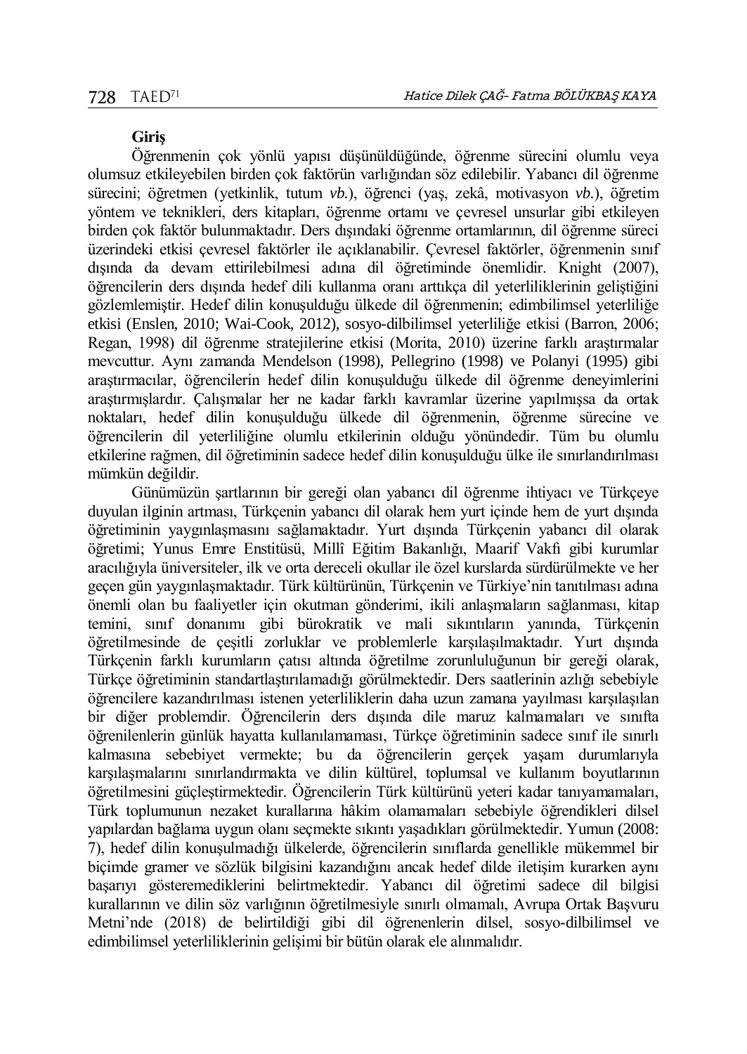**Giriş**

Öğrenmenin çok yönlü yapısı düşünüldüğünde, öğrenme sürecini olumlu veya olumsuz etkileyebilen birden çok faktörün varlığından söz edilebilir. Yabancı dil öğrenme sürecini; öğretmen (yetkinlik, tutum *vb.*), öğrenci (yaş, zekâ, motivasyon *vb.*), öğretim yöntem ve teknikleri, ders kitapları, öğrenme ortamı ve çevresel unsurlar gibi etkileyen birden çok faktör bulunmaktadır. Ders dışındaki öğrenme ortamlarının, dil öğrenme süreci üzerindeki etkisi çevresel faktörler ile açıklanabilir. Çevresel faktörler, öğrenmenin sınıf dışında da devam ettirilebilmesi adına dil öğretiminde önemlidir. Knight (2007), öğrencilerin ders dışında hedef dili kullanma oranı arttıkça dil yeterliliklerinin geliştiğini gözlemlemiştir. Hedef dilin konuşulduğu ülkede dil öğrenmenin; edimbilimsel yeterliliğe etkisi (Enslen, 2010; Wai-Cook, 2012), sosyo-dilbilimsel yeterliliğe etkisi (Barron, 2006; Regan, 1998) dil öğrenme stratejilerine etkisi (Morita, 2010) üzerine farklı araştırmalar mevcuttur. Aynı zamanda Mendelson (1998), Pellegrino (1998) ve Polanyi (1995) gibi araştırmacılar, öğrencilerin hedef dilin konuşulduğu ülkede dil öğrenme deneyimlerini araştırmışlardır. Çalışmalar her ne kadar farklı kavramlar üzerine yapılmışsa da ortak noktaları, hedef dilin konuşulduğu ülkede dil öğrenmenin, öğrenme sürecine ve öğrencilerin dil yeterliliğine olumlu etkilerinin olduğu yönündedir. Tüm bu olumlu etkilerine rağmen, dil öğretiminin sadece hedef dilin konuşulduğu ülke ile sınırlandırılması mümkün değildir.

Günümüzün şartlarının bir gereği olan yabancı dil öğrenme ihtiyacı ve Türkçeye duyulan ilginin artması, Türkçenin yabancı dil olarak hem yurt içinde hem de yurt dışında öğretiminin yaygınlaşmasını sağlamaktadır. Yurt dışında Türkçenin yabancı dil olarak öğretimi; Yunus Emre Enstitüsü, Millî Eğitim Bakanlığı, Maarif Vakfı gibi kurumlar aracılığıyla üniversiteler, ilk ve orta dereceli okullar ile özel kurslarda sürdürülmekte ve her geçen gün yaygınlaşmaktadır. Türk kültürünün, Türkçenin ve Türkiye'nin tanıtılması adına önemli olan bu faaliyetler için okutman gönderimi, ikili anlaşmaların sağlanması, kitap temini, sınıf donanımı gibi bürokratik ve mali sıkıntıların yanında, Türkçenin öğretilmesinde de çeşitli zorluklar ve problemlerle karşılaşılmaktadır. Yurt dışında Türkçenin farklı kurumların çatısı altında öğretilme zorunluluğunun bir gereği olarak, Türkçe öğretiminin standartlaştırılamadığı görülmektedir. Ders saatlerinin azlığı sebebiyle öğrencilere kazandırılması istenen yeterliliklerin daha uzun zamana yayılması karşılaşılan bir diğer problemdir. Öğrencilerin ders dışında dile maruz kalmamaları ve sınıfta öğrenilenlerin günlük hayatta kullanılamaması, Türkçe öğretiminin sadece sınıf ile sınırlı kalmasına sebebiyet vermekte; bu da öğrencilerin gerçek yaşam durumlarıyla karşılaşmalarını sınırlandırmakta ve dilin kültürel, toplumsal ve kullanım boyutlarının öğretilmesini güçleştirmektedir. Öğrencilerin Türk kültürünü yeteri kadar tanıyamamaları, Türk toplumunun nezaket kurallarına hâkim olamamaları sebebiyle öğrendikleri dilsel yapılardan bağlama uygun olanı seçmekte sıkıntı yaşadıkları görülmektedir. Yumun (2008: 7), hedef dilin konuşulmadığı ülkelerde, öğrencilerin sınıflarda genellikle mükemmel bir biçimde gramer ve sözlük bilgisini kazandığını ancak hedef dilde iletişim kurarken aynı başarıyı gösteremediklerini belirtmektedir. Yabancı dil öğretimi sadece dil bilgisi kurallarının ve dilin söz varlığının öğretilmesiyle sınırlı olmamalı, Avrupa Ortak Başvuru Metni'nde (2018) de belirtildiği gibi dil öğrenenlerin dilsel, sosyo-dilbilimsel ve edimbilimsel yeterliliklerinin gelişimi bir bütün olarak ele alınmalıdır.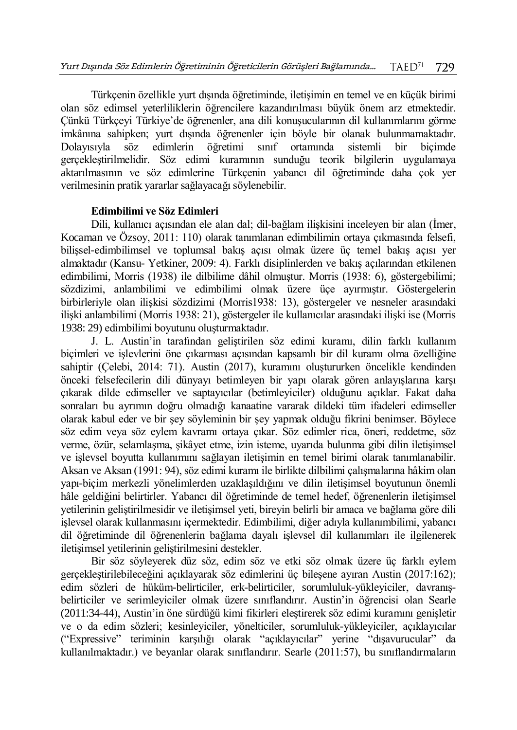Türkçenin özellikle yurt dışında öğretiminde, iletişimin en temel ve en küçük birimi olan söz edimsel yeterliliklerin öğrencilere kazandırılması büyük önem arz etmektedir. Çünkü Türkçeyi Türkiye'de öğrenenler, ana dili konuşucularının dil kullanımlarını görme imkânına sahipken; yurt dışında öğrenenler için böyle bir olanak bulunmamaktadır. Dolayısıyla söz edimlerin öğretimi sınıf ortamında sistemli bir biçimde gerçekleştirilmelidir. Söz edimi kuramının sunduğu teorik bilgilerin uygulamaya aktarılmasının ve söz edimlerine Türkçenin yabancı dil öğretiminde daha çok yer verilmesinin pratik yararlar sağlayacağı söylenebilir.

**Edimbilimi ve Söz Edimleri**

Dili, kullanıcı açısından ele alan dal; dil-bağlam ilişkisini inceleyen bir alan (İmer, Kocaman ve Özsoy, 2011: 110) olarak tanımlanan edimbilimin ortaya çıkmasında felsefi, bilişsel-edimbilimsel ve toplumsal bakış açısı olmak üzere üç temel bakış açısı yer almaktadır (Kansu- Yetkiner, 2009: 4). Farklı disiplinlerden ve bakış açılarından etkilenen edimbilimi, Morris (1938) ile dilbilime dâhil olmuştur. Morris (1938: 6), göstergebilimi; sözdizimi, anlambilimi ve edimbilimi olmak üzere üçe ayırmıştır. Göstergelerin birbirleriyle olan ilişkisi sözdizimi (Morris1938: 13), göstergeler ve nesneler arasındaki ilişki anlambilimi (Morris 1938: 21), göstergeler ile kullanıcılar arasındaki ilişki ise (Morris 1938: 29) edimbilimi boyutunu oluşturmaktadır.

J. L. Austin'in tarafından geliştirilen söz edimi kuramı, dilin farklı kullanım biçimleri ve işlevlerini öne çıkarması açısından kapsamlı bir dil kuramı olma özelliğine sahiptir (Çelebi, 2014: 71). Austin (2017), kuramını oluştururken öncelikle kendinden önceki felsefecilerin dili dünyayı betimleyen bir yapı olarak gören anlayışlarına karşı çıkarak dilde edimseller ve saptayıcılar (betimleyiciler) olduğunu açıklar. Fakat daha sonraları bu ayrımın doğru olmadığı kanaatine vararak dildeki tüm ifadeleri edimseller olarak kabul eder ve bir şey söyleminin bir şey yapmak olduğu fikrini benimser. Böylece söz edim veya söz eylem kavramı ortaya çıkar. Söz edimler rica, öneri, reddetme, söz verme, özür, selamlaşma, şikâyet etme, izin isteme, uyarıda bulunma gibi dilin iletişimsel ve işlevsel boyutta kullanımını sağlayan iletişimin en temel birimi olarak tanımlanabilir. Aksan ve Aksan (1991: 94), söz edimi kuramı ile birlikte dilbilimi çalışmalarına hâkim olan yapı-biçim merkezli yönelimlerden uzaklaşıldığını ve dilin iletişimsel boyutunun önemli hâle geldiğini belirtirler. Yabancı dil öğretiminde de temel hedef, öğrenenlerin iletişimsel yetilerinin geliştirilmesidir ve iletişimsel yeti, bireyin belirli bir amaca ve bağlama göre dili işlevsel olarak kullanmasını içermektedir. Edimbilimi, diğer adıyla kullanımbilimi, yabancı dil öğretiminde dil öğrenenlerin bağlama dayalı işlevsel dil kullanımları ile ilgilenerek iletişimsel yetilerinin geliştirilmesini destekler.

Bir söz söyleyerek düz söz, edim söz ve etki söz olmak üzere üç farklı eylem gerçekleştirilebileceğini açıklayarak söz edimlerini üç bileşene ayıran Austin (2017:162); edim sözleri de hüküm-belirticiler, erk-belirticiler, sorumluluk-yükleyiciler, davranış-belirticiler ve serimleyiciler olmak üzere sınıflandırır. Austin'in öğrencisi olan Searle (2011:34-44), Austin'in öne sürdüğü kimi fikirleri eleştirerek söz edimi kuramını genişletir ve o da edim sözleri; kesinleyiciler, yönelticiler, sorumluluk-yükleyiciler, açıklayıcılar ("Expressive" teriminin karşılığı olarak "açıklayıcılar" yerine "dışavurucular" da kullanılmaktadır.) ve beyanlar olarak sınıflandırır. Searle (2011:57), bu sınıflandırmaların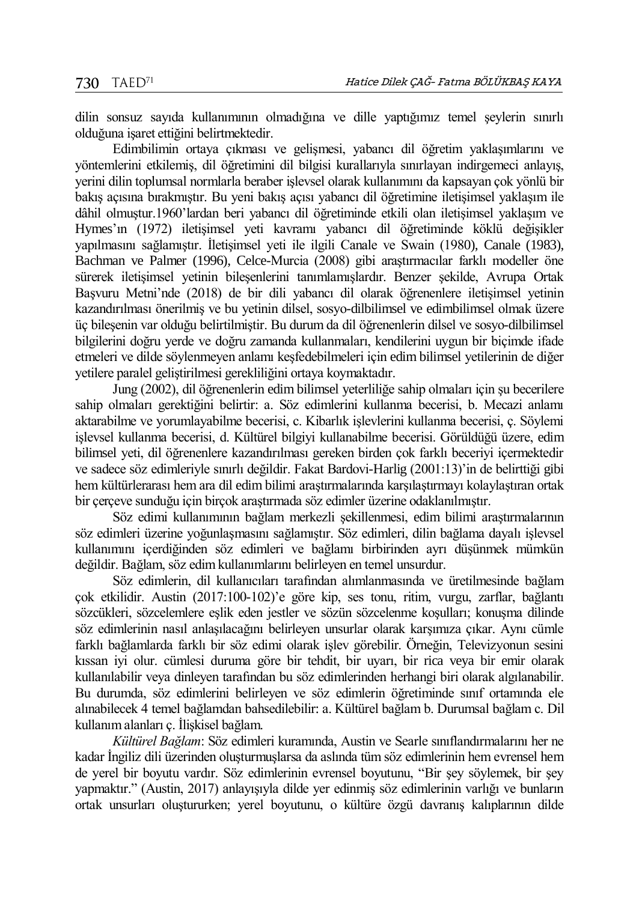dilin sonsuz sayıda kullanımının olmadığına ve dille yaptığımız temel şeylerin sınırlı olduğuna işaret ettiğini belirtmektedir.

Edimbilimin ortaya çıkması ve gelişmesi, yabancı dil öğretim yaklaşımlarını ve yöntemlerini etkilemiş, dil öğretimini dil bilgisi kurallarıyla sınırlayan indirgemeci anlayış, yerini dilin toplumsal normlarla beraber işlevsel olarak kullanımını da kapsayan çok yönlü bir bakış açısına bırakmıştır. Bu yeni bakış açısı yabancı dil öğretimine iletişimsel yaklaşım ile dâhil olmuştur.1960'lardan beri yabancı dil öğretiminde etkili olan iletişimsel yaklaşım ve Hymes'ın (1972) iletişimsel yeti kavramı yabancı dil öğretiminde köklü değişikler yapılmasını sağlamıştır. İletişimsel yeti ile ilgili Canale ve Swain (1980), Canale (1983), Bachman ve Palmer (1996), Celce-Murcia (2008) gibi araştırmacılar farklı modeller öne sürerek iletişimsel yetinin bileşenlerini tanımlamışlardır. Benzer şekilde, Avrupa Ortak Başvuru Metni'nde (2018) de bir dili yabancı dil olarak öğrenenlere iletişimsel yetinin kazandırılması önerilmiş ve bu yetinin dilsel, sosyo-dilbilimsel ve edimbilimsel olmak üzere üç bileşenin var olduğu belirtilmiştir. Bu durum da dil öğrenenlerin dilsel ve sosyo-dilbilimsel bilgilerini doğru yerde ve doğru zamanda kullanmaları, kendilerini uygun bir biçimde ifade etmeleri ve dilde söylenmeyen anlamı keşfedebilmeleri için edim bilimsel yetilerinin de diğer yetilere paralel geliştirilmesi gerekliliğini ortaya koymaktadır.

Jung (2002), dil öğrenenlerin edim bilimsel yeterliliğe sahip olmaları için şu becerilere sahip olmaları gerektiğini belirtir: a. Söz edimlerini kullanma becerisi, b. Mecazi anlamı aktarabilme ve yorumlayabilme becerisi, c. Kibarlık işlevlerini kullanma becerisi, ç. Söylemi işlevsel kullanma becerisi, d. Kültürel bilgiyi kullanabilme becerisi. Görüldüğü üzere, edim bilimsel yeti, dil öğrenenlere kazandırılması gereken birden çok farklı beceriyi içermektedir ve sadece söz edimleriyle sınırlı değildir. Fakat Bardovi-Harlig (2001:13)'in de belirttiği gibi hem kültürlerarası hem ara dil edim bilimi araştırmalarında karşılaştırmayı kolaylaştıran ortak bir çerçeve sunduğu için birçok araştırmada söz edimler üzerine odaklanılmıştır.

Söz edimi kullanımının bağlam merkezli şekillenmesi, edim bilimi araştırmalarının söz edimleri üzerine yoğunlaşmasını sağlamıştır. Söz edimleri, dilin bağlama dayalı işlevsel kullanımını içerdiğinden söz edimleri ve bağlamı birbirinden ayrı düşünmek mümkün değildir. Bağlam, söz edim kullanımlarını belirleyen en temel unsurdur.

Söz edimlerin, dil kullanıcıları tarafından alımlanmasında ve üretilmesinde bağlam çok etkilidir. Austin (2017:100-102)'e göre kip, ses tonu, ritim, vurgu, zarflar, bağlantı sözcükleri, sözcelemelere eşlik eden jestler ve sözün sözcelenme koşulları; konuşma dilinde söz edimlerinin nasıl anlaşılacağını belirleyen unsurlar olarak karşımıza çıkar. Aynı cümle farklı bağlamlarda farklı bir söz edimi olarak işlev görebilir. Örneğin, Televizyonun sesini kıssan iyi olur. cümlesi duruma göre bir tehdit, bir uyarı, bir rica veya bir emir olarak kullanılabilir veya dinleyen tarafından bu söz edimlerinden herhangi biri olarak algılanabilir. Bu durumda, söz edimlerini belirleyen ve söz edimlerin öğretiminde sınıf ortamında ele alınabilecek 4 temel bağlamdan bahsedilebilir: a. Kültürel bağlam b. Durumsal bağlam c. Dil kullanım alanları ç. İlişkisel bağlam.

*Kültürel Bağlam*: Söz edimleri kuramında, Austin ve Searle sınıflandırmalarını her ne kadar İngiliz dili üzerinden oluşturmuşlarsa da aslında tüm söz edimlerinin hem evrensel hem de yerel bir boyutu vardır. Söz edimlerinin evrensel boyutunu, "Bir şey söylemek, bir şey yapmaktır." (Austin, 2017) anlayışıyla dilde yer edinmiş söz edimlerinin varlığı ve bunların ortak unsurları oluştururken; yerel boyutunu, o kültüre özgü davranış kalıplarının dilde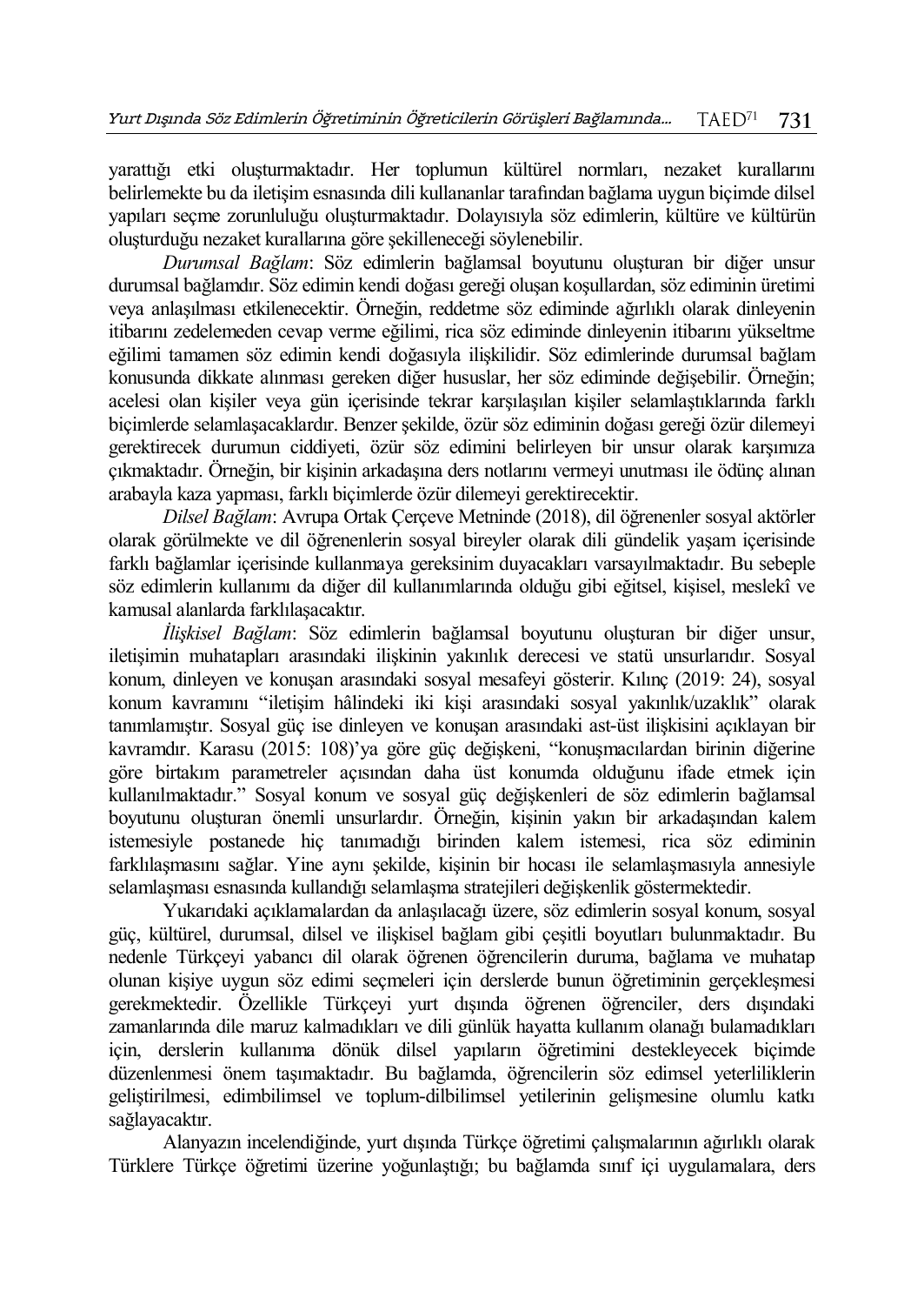yarattığı etki oluşturmaktadır. Her toplumun kültürel normları, nezaket kurallarını belirlemekte bu da iletişim esnasında dili kullananlar tarafından bağlama uygun biçimde dilsel yapıları seçme zorunluluğu oluşturmaktadır. Dolayısıyla söz edimlerin, kültüre ve kültürün oluşturduğu nezaket kurallarına göre şekilleneceği söylenebilir.

*Durumsal Bağlam*: Söz edimlerin bağlamsal boyutunu oluşturan bir diğer unsur durumsal bağlamdır. Söz edimin kendi doğası gereği oluşan koşullardan, söz ediminin üretimi veya anlaşılması etkilenecektir. Örneğin, reddetme söz ediminde ağırlıklı olarak dinleyenin itibarını zedelemeden cevap verme eğilimi, rica söz ediminde dinleyenin itibarını yükseltme eğilimi tamamen söz edimin kendi doğasıyla ilişkilidir. Söz edimlerinde durumsal bağlam konusunda dikkate alınması gereken diğer hususlar, her söz ediminde değişebilir. Örneğin; acelesi olan kişiler veya gün içerisinde tekrar karşılaşılan kişiler selamlaştıklarında farklı biçimlerde selamlaşacaklardır. Benzer şekilde, özür söz ediminin doğası gereği özür dilemeyi gerektirecek durumun ciddiyeti, özür söz edimini belirleyen bir unsur olarak karşımıza çıkmaktadır. Örneğin, bir kişinin arkadaşına ders notlarını vermeyi unutması ile ödünç alınan arabayla kaza yapması, farklı biçimlerde özür dilemeyi gerektirecektir.

*Dilsel Bağlam*: Avrupa Ortak Çerçeve Metninde (2018), dil öğrenenler sosyal aktörler olarak görülmekte ve dil öğrenenlerin sosyal bireyler olarak dili gündelik yaşam içerisinde farklı bağlamlar içerisinde kullanmaya gereksinim duyacakları varsayılmaktadır. Bu sebeple söz edimlerin kullanımı da diğer dil kullanımlarında olduğu gibi eğitsel, kişisel, meslekî ve kamusal alanlarda farklılaşacaktır.

*İlişkisel Bağlam*: Söz edimlerin bağlamsal boyutunu oluşturan bir diğer unsur, iletişimin muhatapları arasındaki ilişkinin yakınlık derecesi ve statü unsurlarıdır. Sosyal konum, dinleyen ve konuşan arasındaki sosyal mesafeyi gösterir. Kılınç (2019: 24), sosyal konum kavramını "iletişim hâlindeki iki kişi arasındaki sosyal yakınlık/uzaklık" olarak tanımlamıştır. Sosyal güç ise dinleyen ve konuşan arasındaki ast-üst ilişkisini açıklayan bir kavramdır. Karasu (2015: 108)'ya göre güç değişkeni, "konuşmacılardan birinin diğerine göre birtakım parametreler açısından daha üst konumda olduğunu ifade etmek için kullanılmaktadır." Sosyal konum ve sosyal güç değişkenleri de söz edimlerin bağlamsal boyutunu oluşturan önemli unsurlardır. Örneğin, kişinin yakın bir arkadaşından kalem istemesiyle postanede hiç tanımadığı birinden kalem istemesi, rica söz ediminin farklılaşmasını sağlar. Yine aynı şekilde, kişinin bir hocası ile selamlaşmasıyla annesiyle selamlaşması esnasında kullandığı selamlaşma stratejileri değişkenlik göstermektedir.

Yukarıdaki açıklamalardan da anlaşılacağı üzere, söz edimlerin sosyal konum, sosyal güç, kültürel, durumsal, dilsel ve ilişkisel bağlam gibi çeşitli boyutları bulunmaktadır. Bu nedenle Türkçeyi yabancı dil olarak öğrenen öğrencilerin duruma, bağlama ve muhatap olunan kişiye uygun söz edimi seçmeleri için derslerde bunun öğretiminin gerçekleşmesi gerekmektedir. Özellikle Türkçeyi yurt dışında öğrenen öğrenciler, ders dışındaki zamanlarında dile maruz kalmadıkları ve dili günlük hayatta kullanım olanağı bulamadıkları için, derslerin kullanıma dönük dilsel yapıların öğretimini destekleyecek biçimde düzenlenmesi önem taşımaktadır. Bu bağlamda, öğrencilerin söz edimsel yeterliliklerin geliştirilmesi, edimbilimsel ve toplum-dilbilimsel yetilerinin gelişmesine olumlu katkı sağlayacaktır.

Alanyazın incelendiğinde, yurt dışında Türkçe öğretimi çalışmalarının ağırlıklı olarak Türklere Türkçe öğretimi üzerine yoğunlaştığı; bu bağlamda sınıf içi uygulamalara, ders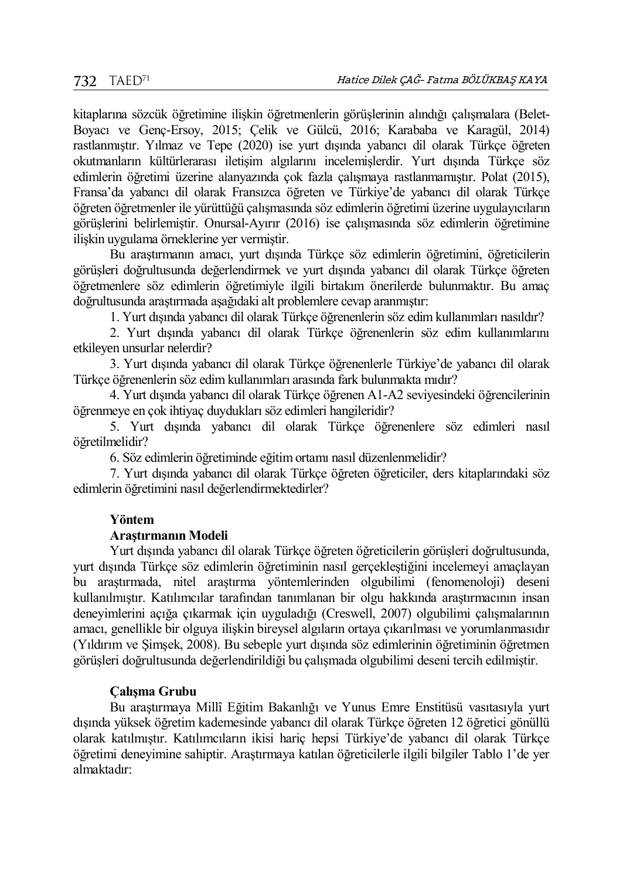kitaplarına sözcük öğretimine ilişkin öğretmenlerin görüşlerinin alındığı çalışmalara (Belet-Boyacı ve Genç-Ersoy, 2015; Çelik ve Gülcü, 2016; Karababa ve Karagül, 2014) rastlanmıştır. Yılmaz ve Tepe (2020) ise yurt dışında yabancı dil olarak Türkçe öğreten okutmanların kültürlerarası iletişim algılarını incelemişlerdir. Yurt dışında Türkçe söz edimlerin öğretimi üzerine alanyazında çok fazla çalışmaya rastlanmamıştır. Polat (2015), Fransa'da yabancı dil olarak Fransızca öğreten ve Türkiye'de yabancı dil olarak Türkçe öğreten öğretmenler ile yürüttüğü çalışmasında söz edimlerin öğretimi üzerine uygulayıcıların görüşlerini belirlemiştir. Onursal-Ayırır (2016) ise çalışmasında söz edimlerin öğretimine ilişkin uygulama örneklerine yer vermiştir.

Bu araştırmanın amacı, yurt dışında Türkçe söz edimlerin öğretimini, öğreticilerin görüşleri doğrultusunda değerlendirmek ve yurt dışında yabancı dil olarak Türkçe öğreten öğretmenlere söz edimlerin öğretimiyle ilgili birtakım önerilerde bulunmaktır. Bu amaç doğrultusunda araştırmada aşağıdaki alt problemlere cevap aranmıştır:

1. Yurt dışında yabancı dil olarak Türkçe öğrenenlerin söz edim kullanımları nasıldır?
2. Yurt dışında yabancı dil olarak Türkçe öğrenenlerin söz edim kullanımlarını etkileyen unsurlar nelerdir?
3. Yurt dışında yabancı dil olarak Türkçe öğrenenlerle Türkiye'de yabancı dil olarak Türkçe öğrenenlerin söz edim kullanımları arasında fark bulunmakta mıdır?
4. Yurt dışında yabancı dil olarak Türkçe öğrenen A1-A2 seviyesindeki öğrencilerinin öğrenmeye en çok ihtiyaç duydukları söz edimleri hangileridir?
5. Yurt dışında yabancı dil olarak Türkçe öğrenenlere söz edimleri nasıl öğretilmelidir?
6. Söz edimlerin öğretiminde eğitim ortamı nasıl düzenlenmelidir?
7. Yurt dışında yabancı dil olarak Türkçe öğreten öğreticiler, ders kitaplarındaki söz edimlerin öğretimini nasıl değerlendirmektedirler?

## Yöntem

### Araştırmanın Modeli

Yurt dışında yabancı dil olarak Türkçe öğreten öğreticilerin görüşleri doğrultusunda, yurt dışında Türkçe söz edimlerin öğretiminin nasıl gerçekleştiğini incelemeyi amaçlayan bu araştırmada, nitel araştırma yöntemlerinden olgubilimi (fenomenoloji) deseni kullanılmıştır. Katılımcılar tarafından tanımlanan bir olgu hakkında araştırmacının insan deneyimlerini açığa çıkarmak için uyguladığı (Creswell, 2007) olgubilimi çalışmalarının amacı, genellikle bir olguya ilişkin bireysel algıların ortaya çıkarılması ve yorumlanmasıdır (Yıldırım ve Şimşek, 2008). Bu sebeple yurt dışında söz edimlerinin öğretiminin öğretmen görüşleri doğrultusunda değerlendirildiği bu çalışmada olgubilimi deseni tercih edilmiştir.

### Çalışma Grubu

Bu araştırmaya Millî Eğitim Bakanlığı ve Yunus Emre Enstitüsü vasıtasıyla yurt dışında yüksek öğretim kademesinde yabancı dil olarak Türkçe öğreten 12 öğretici gönüllü olarak katılmıştır. Katılımcıların ikisi hariç hepsi Türkiye'de yabancı dil olarak Türkçe öğretimi deneyimine sahiptir. Araştırmaya katılan öğreticilerle ilgili bilgiler Tablo 1'de yer almaktadır: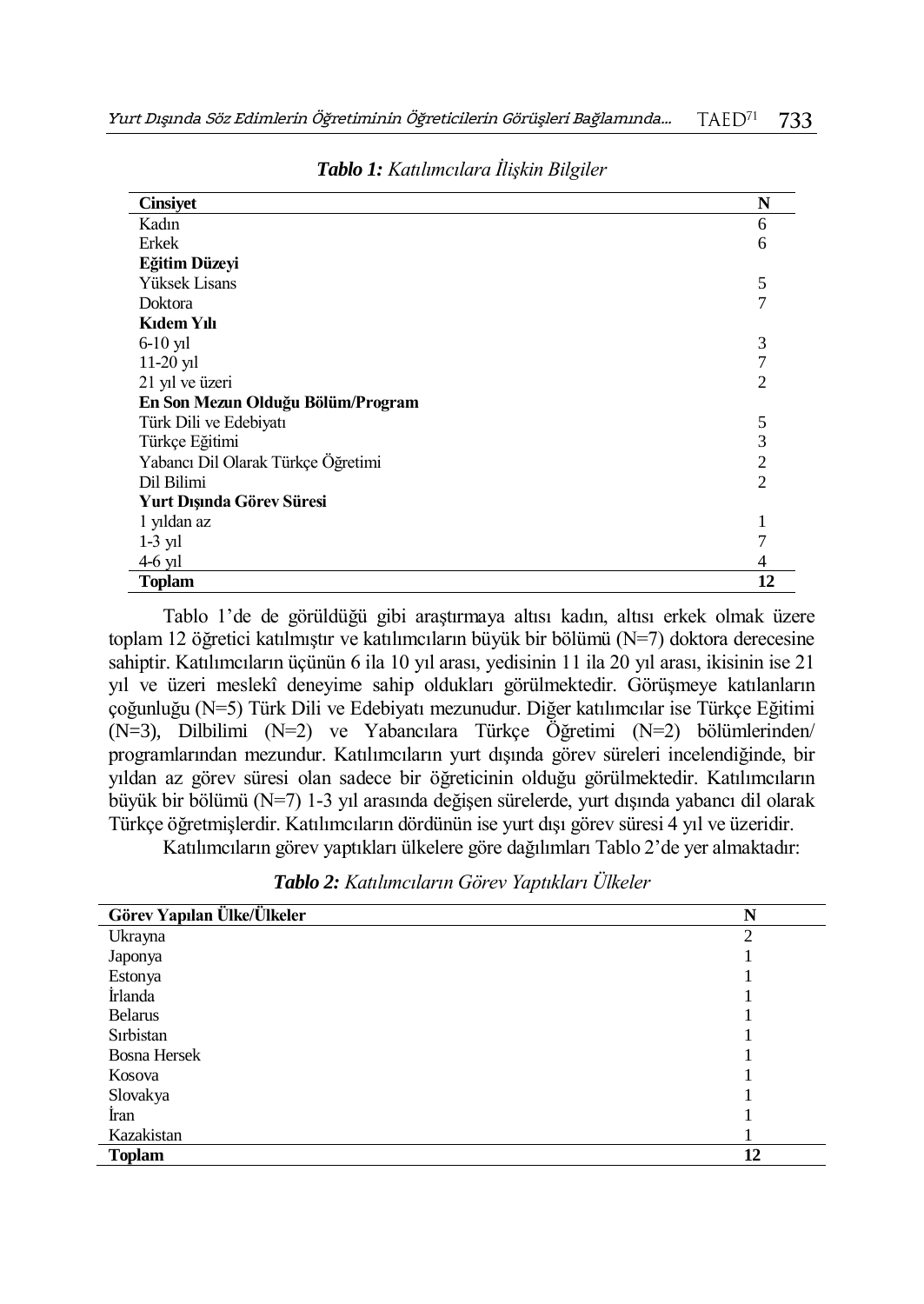***Tablo 1:*** *Katılımcılara İlişkin Bilgiler*

| **Cinsiyet** | **N** |
|---|---|
| Kadın | 6 |
| Erkek | 6 |
| **Eğitim Düzeyi** | |
| Yüksek Lisans | 5 |
| Doktora | 7 |
| **Kıdem Yılı** | |
| 6-10 yıl | 3 |
| 11-20 yıl | 7 |
| 21 yıl ve üzeri | 2 |
| **En Son Mezun Olduğu Bölüm/Program** | |
| Türk Dili ve Edebiyatı | 5 |
| Türkçe Eğitimi | 3 |
| Yabancı Dil Olarak Türkçe Öğretimi | 2 |
| Dil Bilimi | 2 |
| **Yurt Dışında Görev Süresi** | |
| 1 yıldan az | 1 |
| 1-3 yıl | 7 |
| 4-6 yıl | 4 |
| **Toplam** | **12** |

Tablo 1'de de görüldüğü gibi araştırmaya altısı kadın, altısı erkek olmak üzere toplam 12 öğretici katılmıştır ve katılımcıların büyük bir bölümü (N=7) doktora derecesine sahiptir. Katılımcıların üçünün 6 ila 10 yıl arası, yedisinin 11 ila 20 yıl arası, ikisinin ise 21 yıl ve üzeri meslekî deneyime sahip oldukları görülmektedir. Görüşmeye katılanların çoğunluğu (N=5) Türk Dili ve Edebiyatı mezunudur. Diğer katılımcılar ise Türkçe Eğitimi (N=3), Dilbilimi (N=2) ve Yabancılara Türkçe Öğretimi (N=2) bölümlerinden/programlarından mezundur. Katılımcıların yurt dışında görev süreleri incelendiğinde, bir yıldan az görev süresi olan sadece bir öğreticinin olduğu görülmektedir. Katılımcıların büyük bir bölümü (N=7) 1-3 yıl arasında değişen sürelerde, yurt dışında yabancı dil olarak Türkçe öğretmişlerdir. Katılımcıların dördünün ise yurt dışı görev süresi 4 yıl ve üzeridir.

Katılımcıların görev yaptıkları ülkelere göre dağılımları Tablo 2'de yer almaktadır:

***Tablo 2:*** *Katılımcıların Görev Yaptıkları Ülkeler*

| **Görev Yapılan Ülke/Ülkeler** | **N** |
|---|---|
| Ukrayna | 2 |
| Japonya | 1 |
| Estonya | 1 |
| İrlanda | 1 |
| Belarus | 1 |
| Sırbistan | 1 |
| Bosna Hersek | 1 |
| Kosova | 1 |
| Slovakya | 1 |
| İran | 1 |
| Kazakistan | 1 |
| **Toplam** | **12** |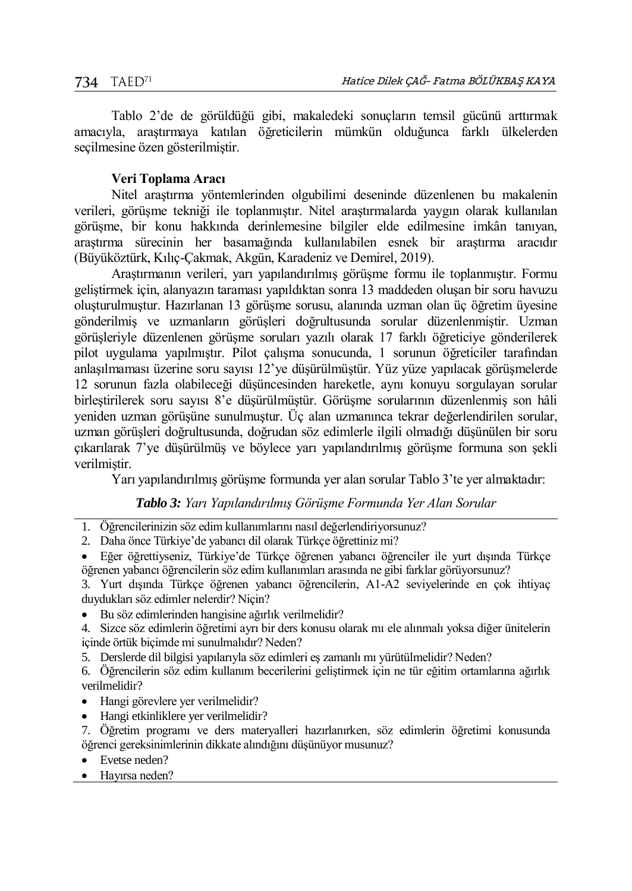Tablo 2'de de görüldüğü gibi, makaledeki sonuçların temsil gücünü arttırmak amacıyla, araştırmaya katılan öğreticilerin mümkün olduğunca farklı ülkelerden seçilmesine özen gösterilmiştir.

### Veri Toplama Aracı

Nitel araştırma yöntemlerinden olgubilimi deseninde düzenlenen bu makalenin verileri, görüşme tekniği ile toplanmıştır. Nitel araştırmalarda yaygın olarak kullanılan görüşme, bir konu hakkında derinlemesine bilgiler elde edilmesine imkân tanıyan, araştırma sürecinin her basamağında kullanılabilen esnek bir araştırma aracıdır (Büyüköztürk, Kılıç-Çakmak, Akgün, Karadeniz ve Demirel, 2019).

Araştırmanın verileri, yarı yapılandırılmış görüşme formu ile toplanmıştır. Formu geliştirmek için, alanyazın taraması yapıldıktan sonra 13 maddeden oluşan bir soru havuzu oluşturulmuştur. Hazırlanan 13 görüşme sorusu, alanında uzman olan üç öğretim üyesine gönderilmiş ve uzmanların görüşleri doğrultusunda sorular düzenlenmiştir. Uzman görüşleriyle düzenlenen görüşme soruları yazılı olarak 17 farklı öğreticiye gönderilerek pilot uygulama yapılmıştır. Pilot çalışma sonucunda, 1 sorunun öğreticiler tarafından anlaşılmaması üzerine soru sayısı 12'ye düşürülmüştür. Yüz yüze yapılacak görüşmelerde 12 sorunun fazla olabileceği düşüncesinden hareketle, aynı konuyu sorgulayan sorular birleştirilerek soru sayısı 8'e düşürülmüştür. Görüşme sorularının düzenlenmiş son hâli yeniden uzman görüşüne sunulmuştur. Üç alan uzmanınca tekrar değerlendirilen sorular, uzman görüşleri doğrultusunda, doğrudan söz edimlerle ilgili olmadığı düşünülen bir soru çıkarılarak 7'ye düşürülmüş ve böylece yarı yapılandırılmış görüşme formuna son şekli verilmiştir.

Yarı yapılandırılmış görüşme formunda yer alan sorular Tablo 3'te yer almaktadır:

***Tablo 3:** Yarı Yapılandırılmış Görüşme Formunda Yer Alan Sorular*

1. Öğrencilerinizin söz edim kullanımlarını nasıl değerlendiriyorsunuz?
2. Daha önce Türkiye'de yabancı dil olarak Türkçe öğrettiniz mi?
   - Eğer öğrettiyseniz, Türkiye'de Türkçe öğrenen yabancı öğrenciler ile yurt dışında Türkçe öğrenen yabancı öğrencilerin söz edim kullanımları arasında ne gibi farklar görüyorsunuz?
3. Yurt dışında Türkçe öğrenen yabancı öğrencilerin, A1-A2 seviyelerinde en çok ihtiyaç duydukları söz edimler nelerdir? Niçin?
   - Bu söz edimlerinden hangisine ağırlık verilmelidir?
4. Sizce söz edimlerin öğretimi ayrı bir ders konusu olarak mı ele alınmalı yoksa diğer ünitelerin içinde örtük biçimde mi sunulmalıdır? Neden?
5. Derslerde dil bilgisi yapılarıyla söz edimleri eş zamanlı mı yürütülmelidir? Neden?
6. Öğrencilerin söz edim kullanım becerilerini geliştirmek için ne tür eğitim ortamlarına ağırlık verilmelidir?
   - Hangi görevlere yer verilmelidir?
   - Hangi etkinliklere yer verilmelidir?
7. Öğretim programı ve ders materyalleri hazırlanırken, söz edimlerin öğretimi konusunda öğrenci gereksinimlerinin dikkate alındığını düşünüyor musunuz?
   - Evetse neden?
   - Hayırsa neden?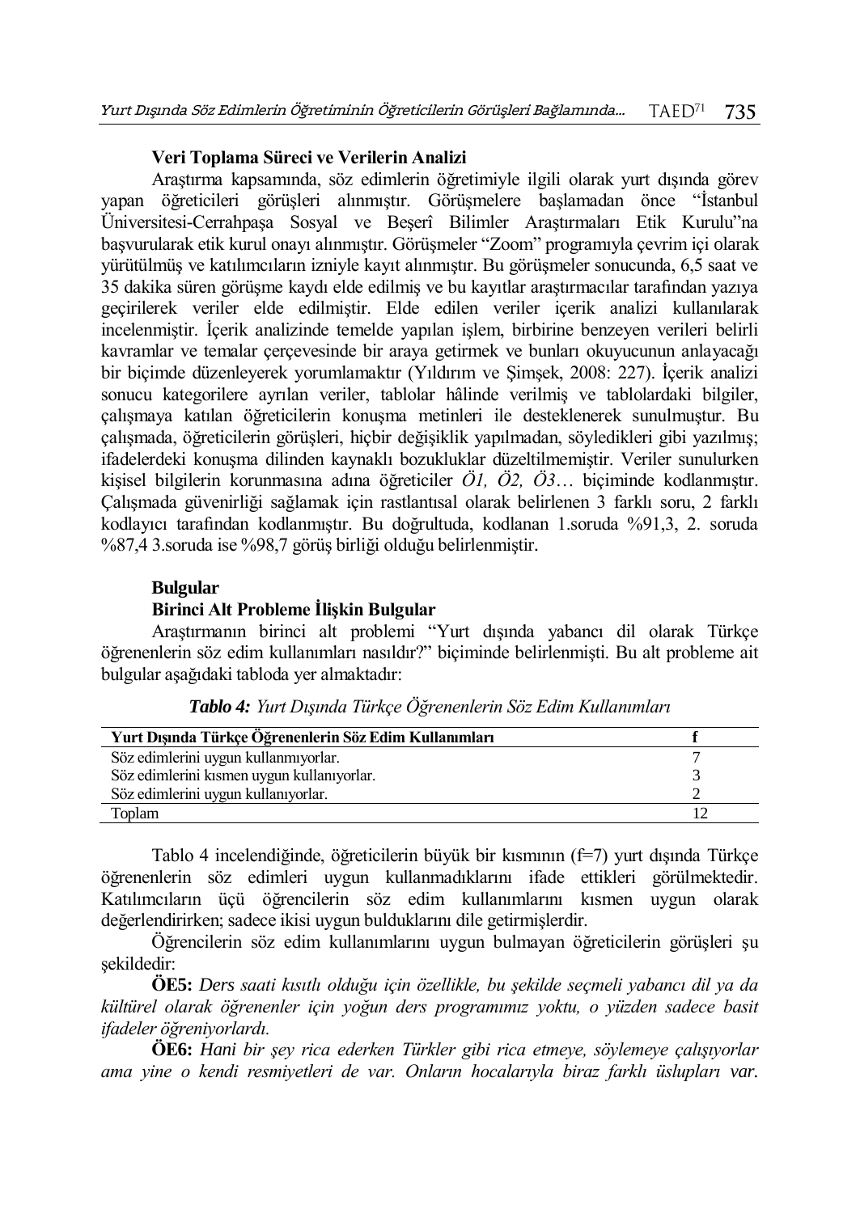### Veri Toplama Süreci ve Verilerin Analizi

Araştırma kapsamında, söz edimlerin öğretimiyle ilgili olarak yurt dışında görev yapan öğreticileri görüşleri alınmıştır. Görüşmelere başlamadan önce "İstanbul Üniversitesi-Cerrahpaşa Sosyal ve Beşerî Bilimler Araştırmaları Etik Kurulu"na başvurularak etik kurul onayı alınmıştır. Görüşmeler "Zoom" programıyla çevrim içi olarak yürütülmüş ve katılımcıların izniyle kayıt alınmıştır. Bu görüşmeler sonucunda, 6,5 saat ve 35 dakika süren görüşme kaydı elde edilmiş ve bu kayıtlar araştırmacılar tarafından yazıya geçirilerek veriler elde edilmiştir. Elde edilen veriler içerik analizi kullanılarak incelenmiştir. İçerik analizinde temelde yapılan işlem, birbirine benzeyen verileri belirli kavramlar ve temalar çerçevesinde bir araya getirmek ve bunları okuyucunun anlayacağı bir biçimde düzenleyerek yorumlamaktır (Yıldırım ve Şimşek, 2008: 227). İçerik analizi sonucu kategorilere ayrılan veriler, tablolar hâlinde verilmiş ve tablolardaki bilgiler, çalışmaya katılan öğreticilerin konuşma metinleri ile desteklenerek sunulmuştur. Bu çalışmada, öğreticilerin görüşleri, hiçbir değişiklik yapılmadan, söyledikleri gibi yazılmış; ifadelerdeki konuşma dilinden kaynaklı bozukluklar düzeltilmemiştir. Veriler sunulurken kişisel bilgilerin korunmasına adına öğreticiler *Ö1, Ö2, Ö3…* biçiminde kodlanmıştır. Çalışmada güvenirliği sağlamak için rastlantısal olarak belirlenen 3 farklı soru, 2 farklı kodlayıcı tarafından kodlanmıştır. Bu doğrultuda, kodlanan 1.soruda %91,3, 2. soruda %87,4 3.soruda ise %98,7 görüş birliği olduğu belirlenmiştir.

### Bulgular

### Birinci Alt Probleme İlişkin Bulgular

Araştırmanın birinci alt problemi "Yurt dışında yabancı dil olarak Türkçe öğrenenlerin söz edim kullanımları nasıldır?" biçiminde belirlenmişti. Bu alt probleme ait bulgular aşağıdaki tabloda yer almaktadır:

***Tablo 4:*** *Yurt Dışında Türkçe Öğrenenlerin Söz Edim Kullanımları*

| Yurt Dışında Türkçe Öğrenenlerin Söz Edim Kullanımları | f |
|---|---|
| Söz edimlerini uygun kullanmıyorlar. | 7 |
| Söz edimlerini kısmen uygun kullanıyorlar. | 3 |
| Söz edimlerini uygun kullanıyorlar. | 2 |
| Toplam | 12 |

Tablo 4 incelendiğinde, öğreticilerin büyük bir kısmının (f=7) yurt dışında Türkçe öğrenenlerin söz edimleri uygun kullanmadıklarını ifade ettikleri görülmektedir. Katılımcıların üçü öğrencilerin söz edim kullanımlarını kısmen uygun olarak değerlendirirken; sadece ikisi uygun bulduklarını dile getirmişlerdir.

Öğrencilerin söz edim kullanımlarını uygun bulmayan öğreticilerin görüşleri şu şekildedir:

**ÖE5:** *Ders saati kısıtlı olduğu için özellikle, bu şekilde seçmeli yabancı dil ya da kültürel olarak öğrenenler için yoğun ders programımız yoktu, o yüzden sadece basit ifadeler öğreniyorlardı.*

**ÖE6:** *Hani bir şey rica ederken Türkler gibi rica etmeye, söylemeye çalışıyorlar ama yine o kendi resmiyetleri de var. Onların hocalarıyla biraz farklı üslupları var.*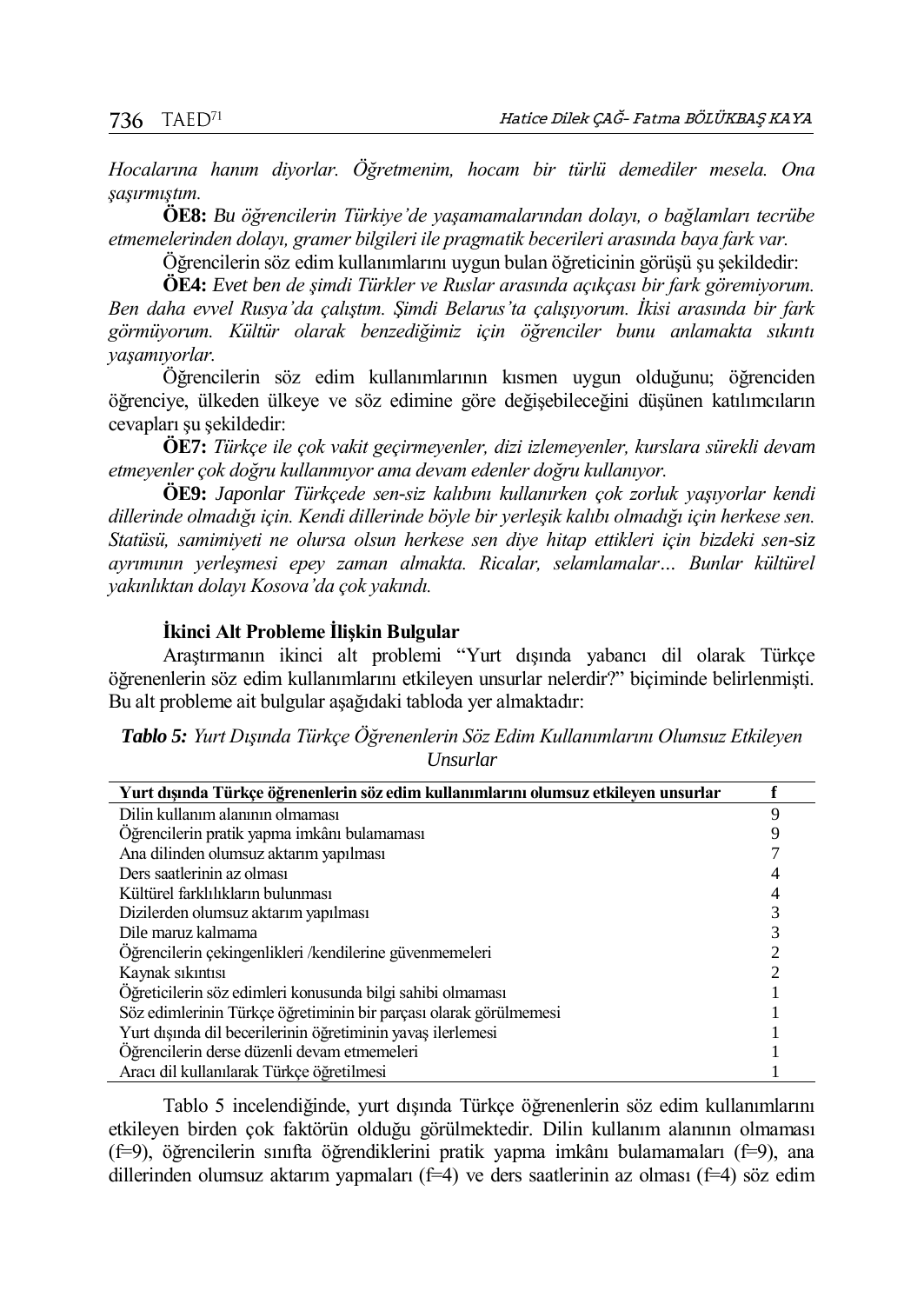*Hocalarına hanım diyorlar. Öğretmenim, hocam bir türlü demediler mesela. Ona şaşırmıştım.*

**ÖE8:** *Bu öğrencilerin Türkiye'de yaşamamalarından dolayı, o bağlamları tecrübe etmemelerinden dolayı, gramer bilgileri ile pragmatik becerileri arasında baya fark var.*

Öğrencilerin söz edim kullanımlarını uygun bulan öğreticinin görüşü şu şekildedir:

**ÖE4:** *Evet ben de şimdi Türkler ve Ruslar arasında açıkçası bir fark göremiyorum. Ben daha evvel Rusya'da çalıştım. Şimdi Belarus'ta çalışıyorum. İkisi arasında bir fark görmüyorum. Kültür olarak benzediğimiz için öğrenciler bunu anlamakta sıkıntı yaşamıyorlar.*

Öğrencilerin söz edim kullanımlarının kısmen uygun olduğunu; öğrenciden öğrenciye, ülkeden ülkeye ve söz edimine göre değişebileceğini düşünen katılımcıların cevapları şu şekildedir:

**ÖE7:** *Türkçe ile çok vakit geçirmeyenler, dizi izlemeyenler, kurslara sürekli devam etmeyenler çok doğru kullanmıyor ama devam edenler doğru kullanıyor.*

**ÖE9:** *Japonlar Türkçede sen-siz kalıbını kullanırken çok zorluk yaşıyorlar kendi dillerinde olmadığı için. Kendi dillerinde böyle bir yerleşik kalıbı olmadığı için herkese sen. Statüsü, samimiyeti ne olursa olsun herkese sen diye hitap ettikleri için bizdeki sen-siz ayrımının yerleşmesi epey zaman almakta. Ricalar, selamlamalar… Bunlar kültürel yakınlıktan dolayı Kosova'da çok yakındı.*

### İkinci Alt Probleme İlişkin Bulgular

Araştırmanın ikinci alt problemi "Yurt dışında yabancı dil olarak Türkçe öğrenenlerin söz edim kullanımlarını etkileyen unsurlar nelerdir?" biçiminde belirlenmişti. Bu alt probleme ait bulgular aşağıdaki tabloda yer almaktadır:

***Tablo 5:*** *Yurt Dışında Türkçe Öğrenenlerin Söz Edim Kullanımlarını Olumsuz Etkileyen Unsurlar*

| Yurt dışında Türkçe öğrenenlerin söz edim kullanımlarını olumsuz etkileyen unsurlar | f |
|---|---|
| Dilin kullanım alanının olmaması | 9 |
| Öğrencilerin pratik yapma imkânı bulamaması | 9 |
| Ana dilinden olumsuz aktarım yapılması | 7 |
| Ders saatlerinin az olması | 4 |
| Kültürel farklılıkların bulunması | 4 |
| Dizilerden olumsuz aktarım yapılması | 3 |
| Dile maruz kalmama | 3 |
| Öğrencilerin çekingenlikleri /kendilerine güvenmemeleri | 2 |
| Kaynak sıkıntısı | 2 |
| Öğreticilerin söz edimleri konusunda bilgi sahibi olmaması | 1 |
| Söz edimlerinin Türkçe öğretiminin bir parçası olarak görülmemesi | 1 |
| Yurt dışında dil becerilerinin öğretiminin yavaş ilerlemesi | 1 |
| Öğrencilerin derse düzenli devam etmemeleri | 1 |
| Aracı dil kullanılarak Türkçe öğretilmesi | 1 |

Tablo 5 incelendiğinde, yurt dışında Türkçe öğrenenlerin söz edim kullanımlarını etkileyen birden çok faktörün olduğu görülmektedir. Dilin kullanım alanının olmaması (f=9), öğrencilerin sınıfta öğrendiklerini pratik yapma imkânı bulamamaları (f=9), ana dillerinden olumsuz aktarım yapmaları (f=4) ve ders saatlerinin az olması (f=4) söz edim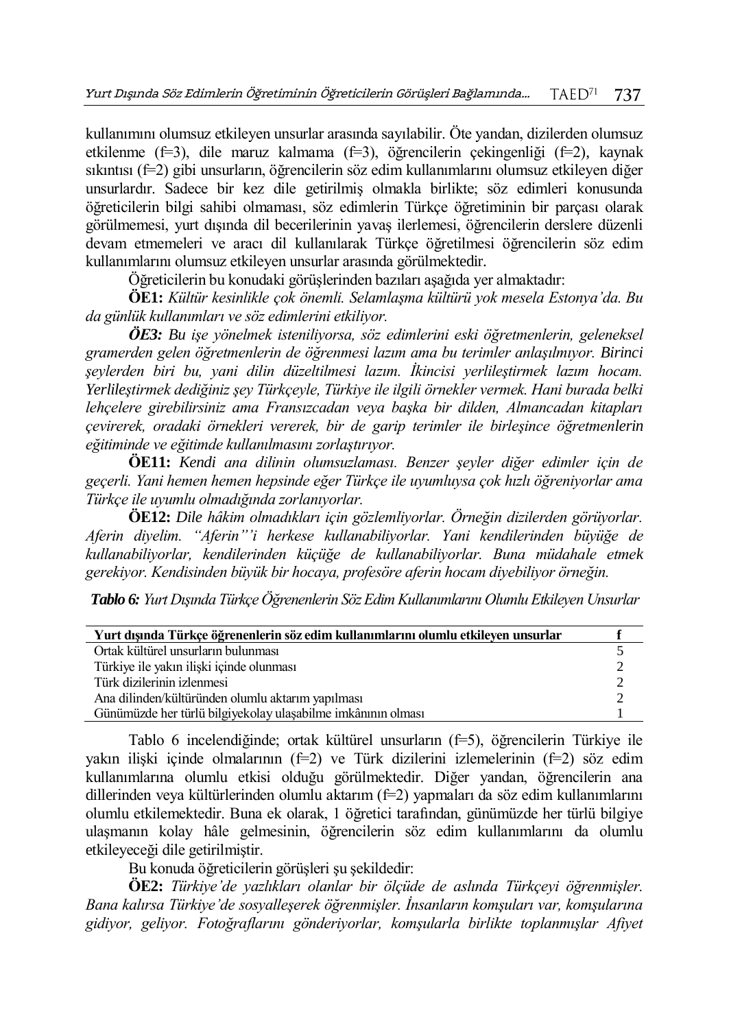kullanımını olumsuz etkileyen unsurlar arasında sayılabilir. Öte yandan, dizilerden olumsuz etkilenme (f=3), dile maruz kalmama (f=3), öğrencilerin çekingenliği (f=2), kaynak sıkıntısı (f=2) gibi unsurların, öğrencilerin söz edim kullanımlarını olumsuz etkileyen diğer unsurlardır. Sadece bir kez dile getirilmiş olmakla birlikte; söz edimleri konusunda öğreticilerin bilgi sahibi olmaması, söz edimlerin Türkçe öğretiminin bir parçası olarak görülmemesi, yurt dışında dil becerilerinin yavaş ilerlemesi, öğrencilerin derslere düzenli devam etmemeleri ve aracı dil kullanılarak Türkçe öğretilmesi öğrencilerin söz edim kullanımlarını olumsuz etkileyen unsurlar arasında görülmektedir.

Öğreticilerin bu konudaki görüşlerinden bazıları aşağıda yer almaktadır:

**ÖE1:** *Kültür kesinlikle çok önemli. Selamlaşma kültürü yok mesela Estonya'da. Bu da günlük kullanımları ve söz edimlerini etkiliyor.*

***ÖE3:*** *Bu işe yönelmek isteniliyorsa, söz edimlerini eski öğretmenlerin, geleneksel gramerden gelen öğretmenlerin de öğrenmesi lazım ama bu terimler anlaşılmıyor. Birinci şeylerden biri bu, yani dilin düzeltilmesi lazım. İkincisi yerlileştirmek lazım hocam. Yerlileştirmek dediğiniz şey Türkçeyle, Türkiye ile ilgili örnekler vermek. Hani burada belki lehçelere girebilirsiniz ama Fransızcadan veya başka bir dilden, Almancadan kitapları çevirerek, oradaki örnekleri vererek, bir de garip terimler ile birleşince öğretmenlerin eğitiminde ve eğitimde kullanılmasını zorlaştırıyor.*

**ÖE11:** *Kendi ana dilinin olumsuzlaması. Benzer şeyler diğer edimler için de geçerli. Yani hemen hemen hepsinde eğer Türkçe ile uyumluysa çok hızlı öğreniyorlar ama Türkçe ile uyumlu olmadığında zorlanıyorlar.*

**ÖE12:** *Dile hâkim olmadıkları için gözlemliyorlar. Örneğin dizilerden görüyorlar. Aferin diyelim. "Aferin"'i herkese kullanabiliyorlar. Yani kendilerinden büyüğe de kullanabiliyorlar, kendilerinden küçüğe de kullanabiliyorlar. Buna müdahale etmek gerekiyor. Kendisinden büyük bir hocaya, profesöre aferin hocam diyebiliyor örneğin.*

***Tablo 6:*** *Yurt Dışında Türkçe Öğrenenlerin Söz Edim Kullanımlarını Olumlu Etkileyen Unsurlar*

| Yurt dışında Türkçe öğrenenlerin söz edim kullanımlarını olumlu etkileyen unsurlar | f |
|---|---|
| Ortak kültürel unsurların bulunması | 5 |
| Türkiye ile yakın ilişki içinde olunması | 2 |
| Türk dizilerinin izlenmesi | 2 |
| Ana dilinden/kültüründen olumlu aktarım yapılması | 2 |
| Günümüzde her türlü bilgiyekolay ulaşabilme imkânının olması | 1 |

Tablo 6 incelendiğinde; ortak kültürel unsurların (f=5), öğrencilerin Türkiye ile yakın ilişki içinde olmalarının (f=2) ve Türk dizilerini izlemelerinin (f=2) söz edim kullanımlarına olumlu etkisi olduğu görülmektedir. Diğer yandan, öğrencilerin ana dillerinden veya kültürlerinden olumlu aktarım (f=2) yapmaları da söz edim kullanımlarını olumlu etkilemektedir. Buna ek olarak, 1 öğretici tarafından, günümüzde her türlü bilgiye ulaşmanın kolay hâle gelmesinin, öğrencilerin söz edim kullanımlarını da olumlu etkileyeceği dile getirilmiştir.

Bu konuda öğreticilerin görüşleri şu şekildedir:

**ÖE2:** *Türkiye'de yazlıkları olanlar bir ölçüde de aslında Türkçeyi öğrenmişler. Bana kalırsa Türkiye'de sosyalleşerek öğrenmişler. İnsanların komşuları var, komşularına gidiyor, geliyor. Fotoğraflarını gönderiyorlar, komşularla birlikte toplanmışlar Afiyet*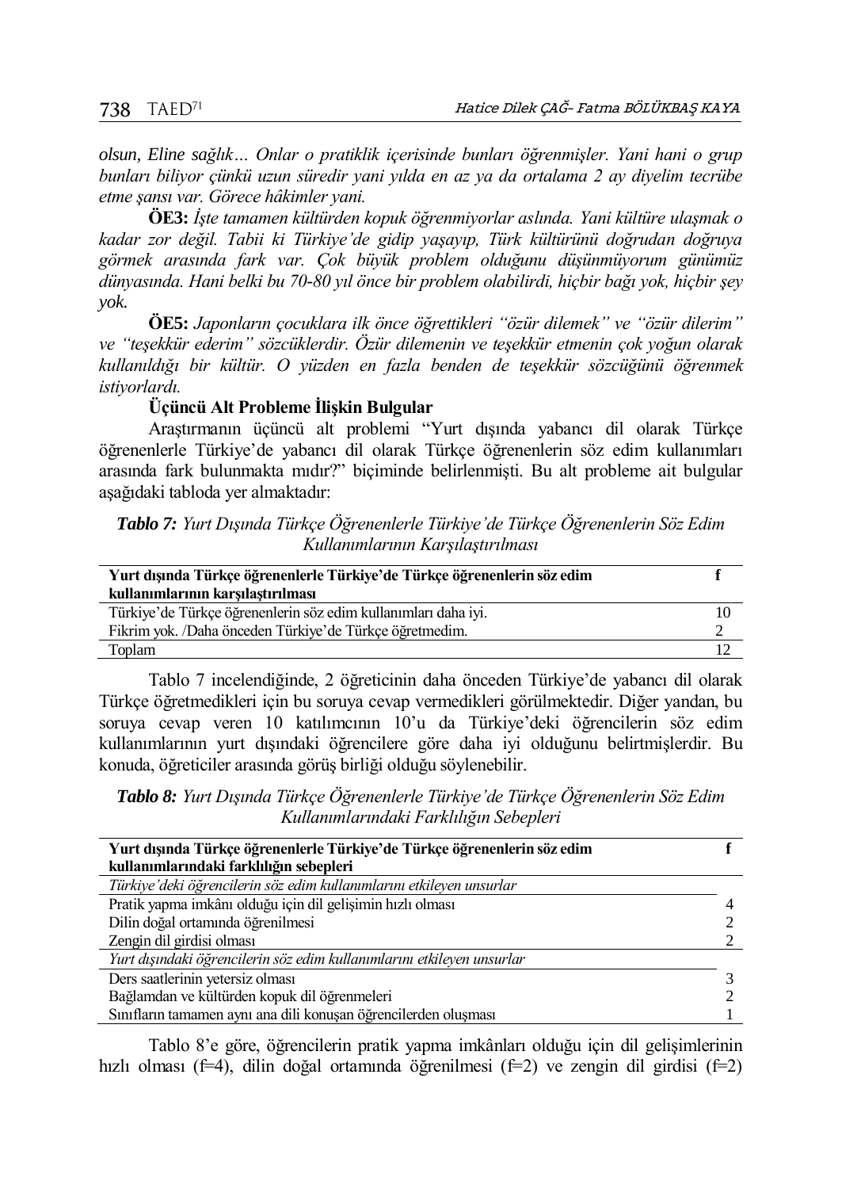*olsun, Eline sağlık… Onlar o pratiklik içerisinde bunları öğrenmişler. Yani hani o grup bunları biliyor çünkü uzun süredir yani yılda en az ya da ortalama 2 ay diyelim tecrübe etme şansı var. Görece hâkimler yani.*

**ÖE3:** *İşte tamamen kültürden kopuk öğrenmiyorlar aslında. Yani kültüre ulaşmak o kadar zor değil. Tabii ki Türkiye'de gidip yaşayıp, Türk kültürünü doğrudan doğruya görmek arasında fark var. Çok büyük problem olduğunu düşünmüyorum günümüz dünyasında. Hani belki bu 70-80 yıl önce bir problem olabilirdi, hiçbir bağı yok, hiçbir şey yok.*

**ÖE5:** *Japonların çocuklara ilk önce öğrettikleri "özür dilemek" ve "özür dilerim" ve "teşekkür ederim" sözcüklerdir. Özür dilemenin ve teşekkür etmenin çok yoğun olarak kullanıldığı bir kültür. O yüzden en fazla benden de teşekkür sözcüğünü öğrenmek istiyorlardı.*

**Üçüncü Alt Probleme İlişkin Bulgular**

Araştırmanın üçüncü alt problemi "Yurt dışında yabancı dil olarak Türkçe öğrenenlerle Türkiye'de yabancı dil olarak Türkçe öğrenenlerin söz edim kullanımları arasında fark bulunmakta mıdır?" biçiminde belirlenmişti. Bu alt probleme ait bulgular aşağıdaki tabloda yer almaktadır:

***Tablo 7:*** *Yurt Dışında Türkçe Öğrenenlerle Türkiye'de Türkçe Öğrenenlerin Söz Edim Kullanımlarının Karşılaştırılması*

| Yurt dışında Türkçe öğrenenlerle Türkiye'de Türkçe öğrenenlerin söz edim kullanımlarının karşılaştırılması | f |
|---|---|
| Türkiye'de Türkçe öğrenenlerin söz edim kullanımları daha iyi. | 10 |
| Fikrim yok. /Daha önceden Türkiye'de Türkçe öğretmedim. | 2 |
| Toplam | 12 |

Tablo 7 incelendiğinde, 2 öğreticinin daha önceden Türkiye'de yabancı dil olarak Türkçe öğretmedikleri için bu soruya cevap vermedikleri görülmektedir. Diğer yandan, bu soruya cevap veren 10 katılımcının 10'u da Türkiye'deki öğrencilerin söz edim kullanımlarının yurt dışındaki öğrencilere göre daha iyi olduğunu belirtmişlerdir. Bu konuda, öğreticiler arasında görüş birliği olduğu söylenebilir.

***Tablo 8:*** *Yurt Dışında Türkçe Öğrenenlerle Türkiye'de Türkçe Öğrenenlerin Söz Edim Kullanımlarındaki Farklılığın Sebepleri*

| Yurt dışında Türkçe öğrenenlerle Türkiye'de Türkçe öğrenenlerin söz edim kullanımlarındaki farklılığın sebepleri | f |
|---|---|
| *Türkiye'deki öğrencilerin söz edim kullanımlarını etkileyen unsurlar* | |
| Pratik yapma imkânı olduğu için dil gelişimin hızlı olması | 4 |
| Dilin doğal ortamında öğrenilmesi | 2 |
| Zengin dil girdisi olması | 2 |
| *Yurt dışındaki öğrencilerin söz edim kullanımlarını etkileyen unsurlar* | |
| Ders saatlerinin yetersiz olması | 3 |
| Bağlamdan ve kültürden kopuk dil öğrenmeleri | 2 |
| Sınıfların tamamen aynı ana dili konuşan öğrencilerden oluşması | 1 |

Tablo 8'e göre, öğrencilerin pratik yapma imkânları olduğu için dil gelişimlerinin hızlı olması (f=4), dilin doğal ortamında öğrenilmesi (f=2) ve zengin dil girdisi (f=2)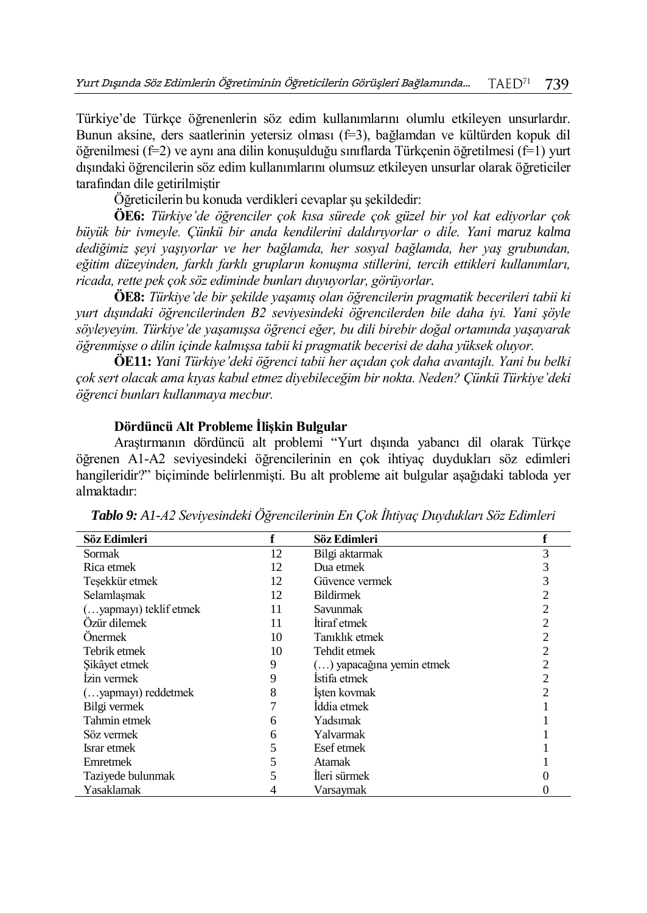Türkiye'de Türkçe öğrenenlerin söz edim kullanımlarını olumlu etkileyen unsurlardır. Bunun aksine, ders saatlerinin yetersiz olması (f=3), bağlamdan ve kültürden kopuk dil öğrenilmesi (f=2) ve aynı ana dilin konuşulduğu sınıflarda Türkçenin öğretilmesi (f=1) yurt dışındaki öğrencilerin söz edim kullanımlarını olumsuz etkileyen unsurlar olarak öğreticiler tarafından dile getirilmiştir

Öğreticilerin bu konuda verdikleri cevaplar şu şekildedir:

**ÖE6:** *Türkiye'de öğrenciler çok kısa sürede çok güzel bir yol kat ediyorlar çok büyük bir ivmeyle. Çünkü bir anda kendilerini daldırıyorlar o dile. Yani maruz kalma dediğimiz şeyi yaşıyorlar ve her bağlamda, her sosyal bağlamda, her yaş grubundan, eğitim düzeyinden, farklı farklı grupların konuşma stillerini, tercih ettikleri kullanımları, ricada, rette pek çok söz ediminde bunları duyuyorlar, görüyorlar.*

**ÖE8:** *Türkiye'de bir şekilde yaşamış olan öğrencilerin pragmatik becerileri tabii ki yurt dışındaki öğrencilerinden B2 seviyesindeki öğrencilerden bile daha iyi. Yani şöyle söyleyeyim. Türkiye'de yaşamışsa öğrenci eğer, bu dili birebir doğal ortamında yaşayarak öğrenmişse o dilin içinde kalmışsa tabii ki pragmatik becerisi de daha yüksek oluyor.*

**ÖE11:** *Yani Türkiye'deki öğrenci tabii her açıdan çok daha avantajlı. Yani bu belki çok sert olacak ama kıyas kabul etmez diyebileceğim bir nokta. Neden? Çünkü Türkiye'deki öğrenci bunları kullanmaya mecbur.*

### Dördüncü Alt Probleme İlişkin Bulgular

Araştırmanın dördüncü alt problemi "Yurt dışında yabancı dil olarak Türkçe öğrenen A1-A2 seviyesindeki öğrencilerinin en çok ihtiyaç duydukları söz edimleri hangileridir?" biçiminde belirlenmişti. Bu alt probleme ait bulgular aşağıdaki tabloda yer almaktadır:

***Tablo 9:** A1-A2 Seviyesindeki Öğrencilerinin En Çok İhtiyaç Duydukları Söz Edimleri*

| Söz Edimleri | f | Söz Edimleri | f |
|---|---|---|---|
| Sormak | 12 | Bilgi aktarmak | 3 |
| Rica etmek | 12 | Dua etmek | 3 |
| Teşekkür etmek | 12 | Güvence vermek | 3 |
| Selamlaşmak | 12 | Bildirmek | 2 |
| (…yapmayı) teklif etmek | 11 | Savunmak | 2 |
| Özür dilemek | 11 | İtiraf etmek | 2 |
| Önermek | 10 | Tanıklık etmek | 2 |
| Tebrik etmek | 10 | Tehdit etmek | 2 |
| Şikâyet etmek | 9 | (…) yapacağına yemin etmek | 2 |
| İzin vermek | 9 | İstifa etmek | 2 |
| (…yapmayı) reddetmek | 8 | İşten kovmak | 2 |
| Bilgi vermek | 7 | İddia etmek | 1 |
| Tahmin etmek | 6 | Yadsımak | 1 |
| Söz vermek | 6 | Yalvarmak | 1 |
| Israr etmek | 5 | Esef etmek | 1 |
| Emretmek | 5 | Atamak | 1 |
| Taziyede bulunmak | 5 | İleri sürmek | 0 |
| Yasaklamak | 4 | Varsaymak | 0 |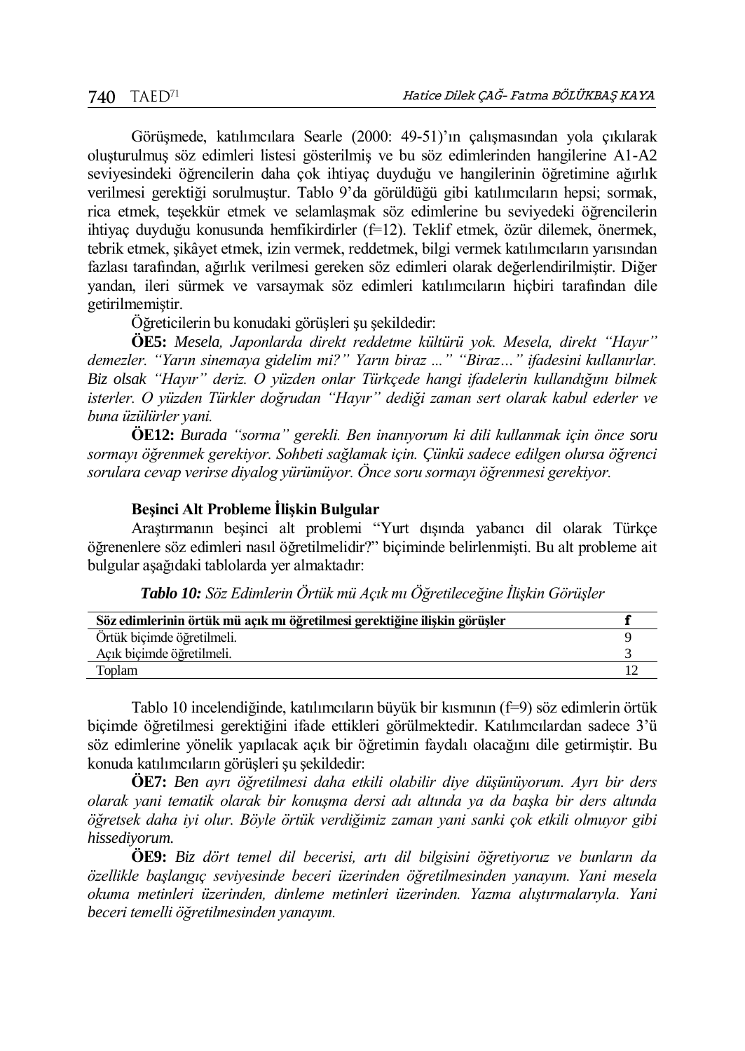Görüşmede, katılımcılara Searle (2000: 49-51)'ın çalışmasından yola çıkılarak oluşturulmuş söz edimleri listesi gösterilmiş ve bu söz edimlerinden hangilerine A1-A2 seviyesindeki öğrencilerin daha çok ihtiyaç duyduğu ve hangilerinin öğretimine ağırlık verilmesi gerektiği sorulmuştur. Tablo 9'da görüldüğü gibi katılımcıların hepsi; sormak, rica etmek, teşekkür etmek ve selamlaşmak söz edimlerine bu seviyedeki öğrencilerin ihtiyaç duyduğu konusunda hemfikirdirler (f=12). Teklif etmek, özür dilemek, önermek, tebrik etmek, şikâyet etmek, izin vermek, reddetmek, bilgi vermek katılımcıların yarısından fazlası tarafından, ağırlık verilmesi gereken söz edimleri olarak değerlendirilmiştir. Diğer yandan, ileri sürmek ve varsaymak söz edimleri katılımcıların hiçbiri tarafından dile getirilmemiştir.

Öğreticilerin bu konudaki görüşleri şu şekildedir:

**ÖE5:** *Mesela, Japonlarda direkt reddetme kültürü yok. Mesela, direkt "Hayır" demezler. "Yarın sinemaya gidelim mi?" Yarın biraz ..." "Biraz…" ifadesini kullanırlar. Biz olsak "Hayır" deriz. O yüzden onlar Türkçede hangi ifadelerin kullandığını bilmek isterler. O yüzden Türkler doğrudan "Hayır" dediği zaman sert olarak kabul ederler ve buna üzülürler yani.*

**ÖE12:** *Burada "sorma" gerekli. Ben inanıyorum ki dili kullanmak için önce soru sormayı öğrenmek gerekiyor. Sohbeti sağlamak için. Çünkü sadece edilgen olursa öğrenci sorulara cevap verirse diyalog yürümüyor. Önce soru sormayı öğrenmesi gerekiyor.*

### Beşinci Alt Probleme İlişkin Bulgular

Araştırmanın beşinci alt problemi "Yurt dışında yabancı dil olarak Türkçe öğrenenlere söz edimleri nasıl öğretilmelidir?" biçiminde belirlenmişti. Bu alt probleme ait bulgular aşağıdaki tablolarda yer almaktadır:

***Tablo 10:*** *Söz Edimlerin Örtük mü Açık mı Öğretileceğine İlişkin Görüşler*

| **Söz edimlerinin örtük mü açık mı öğretilmesi gerektiğine ilişkin görüşler** | **f** |
|---|---|
| Örtük biçimde öğretilmeli. | 9 |
| Açık biçimde öğretilmeli. | 3 |
| Toplam | 12 |

Tablo 10 incelendiğinde, katılımcıların büyük bir kısmının (f=9) söz edimlerin örtük biçimde öğretilmesi gerektiğini ifade ettikleri görülmektedir. Katılımcılardan sadece 3'ü söz edimlerine yönelik yapılacak açık bir öğretimin faydalı olacağını dile getirmiştir. Bu konuda katılımcıların görüşleri şu şekildedir:

**ÖE7:** *Ben ayrı öğretilmesi daha etkili olabilir diye düşünüyorum. Ayrı bir ders olarak yani tematik olarak bir konuşma dersi adı altında ya da başka bir ders altında öğretsek daha iyi olur. Böyle örtük verdiğimiz zaman yani sanki çok etkili olmuyor gibi hissediyorum.*

**ÖE9:** *Biz dört temel dil becerisi, artı dil bilgisini öğretiyoruz ve bunların da özellikle başlangıç seviyesinde beceri üzerinden öğretilmesinden yanayım. Yani mesela okuma metinleri üzerinden, dinleme metinleri üzerinden. Yazma alıştırmalarıyla. Yani beceri temelli öğretilmesinden yanayım.*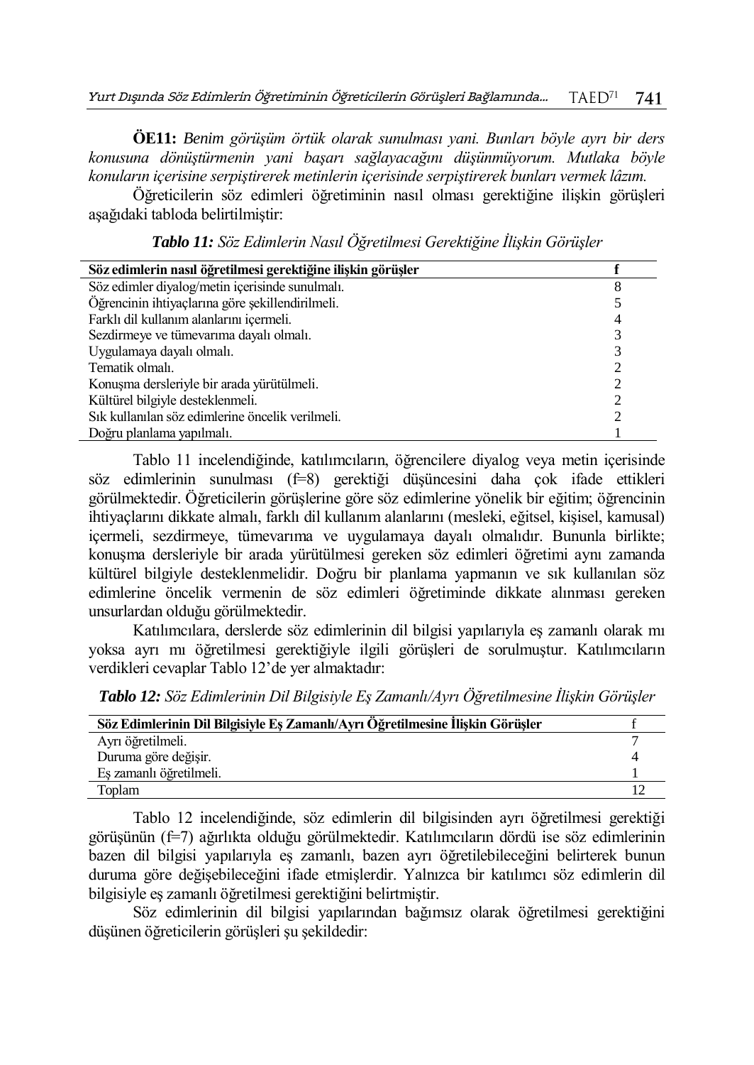**ÖE11:** *Benim görüşüm örtük olarak sunulması yani. Bunları böyle ayrı bir ders konusuna dönüştürmenin yani başarı sağlayacağını düşünmüyorum. Mutlaka böyle konuların içerisine serpiştirerek metinlerin içerisinde serpiştirerek bunları vermek lâzım.*

Öğreticilerin söz edimleri öğretiminin nasıl olması gerektiğine ilişkin görüşleri aşağıdaki tabloda belirtilmiştir:

***Tablo 11:** Söz Edimlerin Nasıl Öğretilmesi Gerektiğine İlişkin Görüşler*

| Söz edimlerin nasıl öğretilmesi gerektiğine ilişkin görüşler | f |
|---|---|
| Söz edimler diyalog/metin içerisinde sunulmalı. | 8 |
| Öğrencinin ihtiyaçlarına göre şekillendirilmeli. | 5 |
| Farklı dil kullanım alanlarını içermeli. | 4 |
| Sezdirmeye ve tümevarıma dayalı olmalı. | 3 |
| Uygulamaya dayalı olmalı. | 3 |
| Tematik olmalı. | 2 |
| Konuşma dersleriyle bir arada yürütülmeli. | 2 |
| Kültürel bilgiyle desteklenmeli. | 2 |
| Sık kullanılan söz edimlerine öncelik verilmeli. | 2 |
| Doğru planlama yapılmalı. | 1 |

Tablo 11 incelendiğinde, katılımcıların, öğrencilere diyalog veya metin içerisinde söz edimlerinin sunulması (f=8) gerektiği düşüncesini daha çok ifade ettikleri görülmektedir. Öğreticilerin görüşlerine göre söz edimlerine yönelik bir eğitim; öğrencinin ihtiyaçlarını dikkate almalı, farklı dil kullanım alanlarını (mesleki, eğitsel, kişisel, kamusal) içermeli, sezdirmeye, tümevarıma ve uygulamaya dayalı olmalıdır. Bununla birlikte; konuşma dersleriyle bir arada yürütülmesi gereken söz edimleri öğretimi aynı zamanda kültürel bilgiyle desteklenmelidir. Doğru bir planlama yapmanın ve sık kullanılan söz edimlerine öncelik vermenin de söz edimleri öğretiminde dikkate alınması gereken unsurlardan olduğu görülmektedir.

Katılımcılara, derslerde söz edimlerinin dil bilgisi yapılarıyla eş zamanlı olarak mı yoksa ayrı mı öğretilmesi gerektiğiyle ilgili görüşleri de sorulmuştur. Katılımcıların verdikleri cevaplar Tablo 12'de yer almaktadır:

***Tablo 12:** Söz Edimlerinin Dil Bilgisiyle Eş Zamanlı/Ayrı Öğretilmesine İlişkin Görüşler*

| Söz Edimlerinin Dil Bilgisiyle Eş Zamanlı/Ayrı Öğretilmesine İlişkin Görüşler | f |
|---|---|
| Ayrı öğretilmeli. | 7 |
| Duruma göre değişir. | 4 |
| Eş zamanlı öğretilmeli. | 1 |
| Toplam | 12 |

Tablo 12 incelendiğinde, söz edimlerin dil bilgisinden ayrı öğretilmesi gerektiği görüşünün (f=7) ağırlıkta olduğu görülmektedir. Katılımcıların dördü ise söz edimlerinin bazen dil bilgisi yapılarıyla eş zamanlı, bazen ayrı öğretilebileceğini belirterek bunun duruma göre değişebileceğini ifade etmişlerdir. Yalnızca bir katılımcı söz edimlerin dil bilgisiyle eş zamanlı öğretilmesi gerektiğini belirtmiştir.

Söz edimlerinin dil bilgisi yapılarından bağımsız olarak öğretilmesi gerektiğini düşünen öğreticilerin görüşleri şu şekildedir: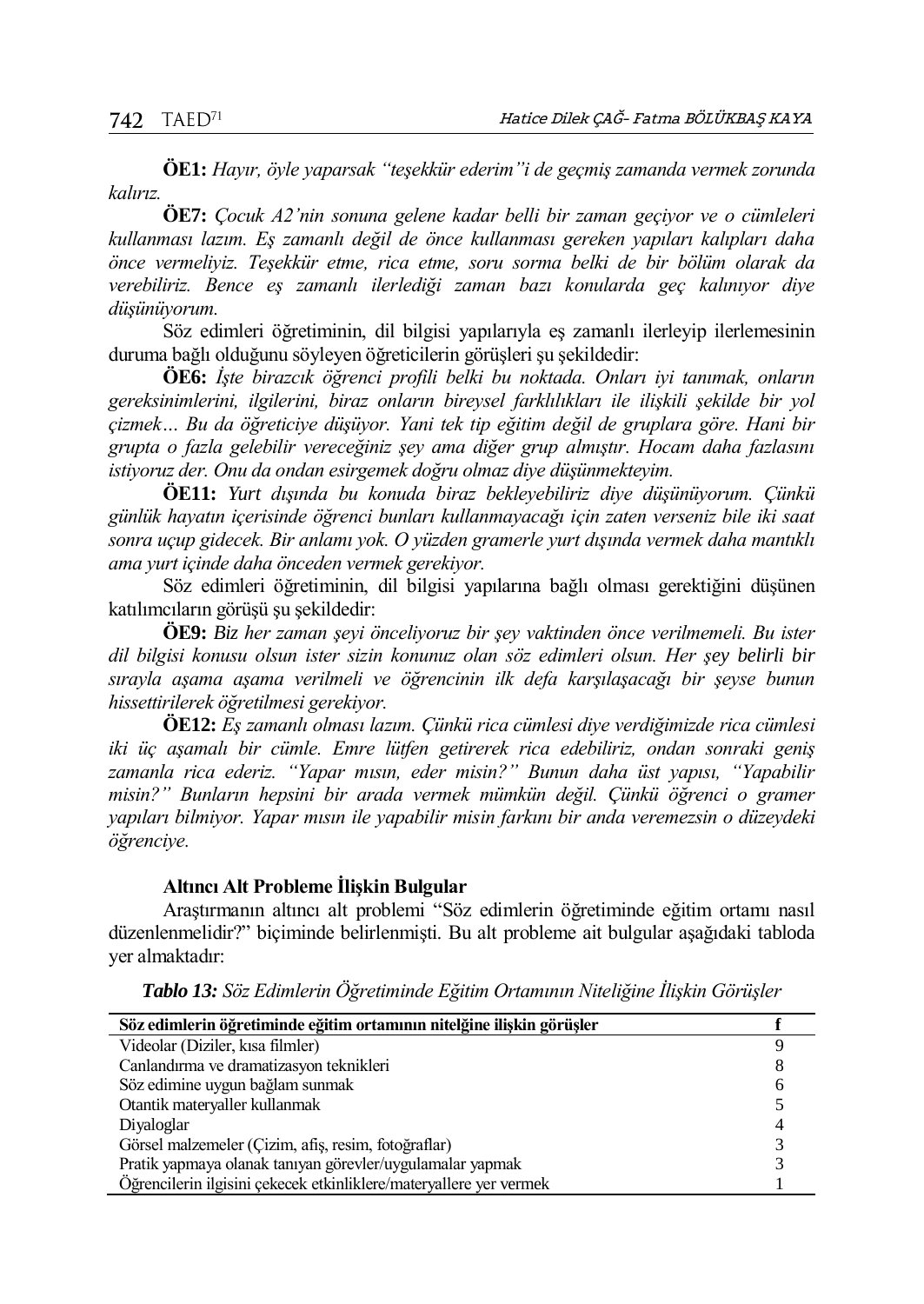**ÖE1:** *Hayır, öyle yaparsak "teşekkür ederim"i de geçmiş zamanda vermek zorunda kalırız.*

**ÖE7:** *Çocuk A2'nin sonuna gelene kadar belli bir zaman geçiyor ve o cümleleri kullanması lazım. Eş zamanlı değil de önce kullanması gereken yapıları kalıpları daha önce vermeliyiz. Teşekkür etme, rica etme, soru sorma belki de bir bölüm olarak da verebiliriz. Bence eş zamanlı ilerlediği zaman bazı konularda geç kalınıyor diye düşünüyorum.*

Söz edimleri öğretiminin, dil bilgisi yapılarıyla eş zamanlı ilerleyip ilerlemesinin duruma bağlı olduğunu söyleyen öğreticilerin görüşleri şu şekildedir:

**ÖE6:** *İşte birazcık öğrenci profili belki bu noktada. Onları iyi tanımak, onların gereksinimlerini, ilgilerini, biraz onların bireysel farklılıkları ile ilişkili şekilde bir yol çizmek… Bu da öğreticiye düşüyor. Yani tek tip eğitim değil de gruplara göre. Hani bir grupta o fazla gelebilir vereceğiniz şey ama diğer grup almıştır. Hocam daha fazlasını istiyoruz der. Onu da ondan esirgemek doğru olmaz diye düşünmekteyim.*

**ÖE11:** *Yurt dışında bu konuda biraz bekleyebiliriz diye düşünüyorum. Çünkü günlük hayatın içerisinde öğrenci bunları kullanmayacağı için zaten verseniz bile iki saat sonra uçup gidecek. Bir anlamı yok. O yüzden gramerle yurt dışında vermek daha mantıklı ama yurt içinde daha önceden vermek gerekiyor.*

Söz edimleri öğretiminin, dil bilgisi yapılarına bağlı olması gerektiğini düşünen katılımcıların görüşü şu şekildedir:

**ÖE9:** *Biz her zaman şeyi önceliyoruz bir şey vaktinden önce verilmemeli. Bu ister dil bilgisi konusu olsun ister sizin konunuz olan söz edimleri olsun. Her şey belirli bir sırayla aşama aşama verilmeli ve öğrencinin ilk defa karşılaşacağı bir şeyse bunun hissettirilerek öğretilmesi gerekiyor.*

**ÖE12:** *Eş zamanlı olması lazım. Çünkü rica cümlesi diye verdiğimizde rica cümlesi iki üç aşamalı bir cümle. Emre lütfen getirerek rica edebiliriz, ondan sonraki geniş zamanla rica ederiz. "Yapar mısın, eder misin?" Bunun daha üst yapısı, "Yapabilir misin?" Bunların hepsini bir arada vermek mümkün değil. Çünkü öğrenci o gramer yapıları bilmiyor. Yapar mısın ile yapabilir misin farkını bir anda veremezsin o düzeydeki öğrenciye.*

#### Altıncı Alt Probleme İlişkin Bulgular

Araştırmanın altıncı alt problemi "Söz edimlerin öğretiminde eğitim ortamı nasıl düzenlenmelidir?" biçiminde belirlenmişti. Bu alt probleme ait bulgular aşağıdaki tabloda yer almaktadır:

***Tablo 13:*** *Söz Edimlerin Öğretiminde Eğitim Ortamının Niteliğine İlişkin Görüşler*

| Söz edimlerin öğretiminde eğitim ortamının nitelğine ilişkin görüşler | f |
|---|---|
| Videolar (Diziler, kısa filmler) | 9 |
| Canlandırma ve dramatizasyon teknikleri | 8 |
| Söz edimine uygun bağlam sunmak | 6 |
| Otantik materyaller kullanmak | 5 |
| Diyaloglar | 4 |
| Görsel malzemeler (Çizim, afiş, resim, fotoğraflar) | 3 |
| Pratik yapmaya olanak tanıyan görevler/uygulamalar yapmak | 3 |
| Öğrencilerin ilgisini çekecek etkinliklere/materyallere yer vermek | 1 |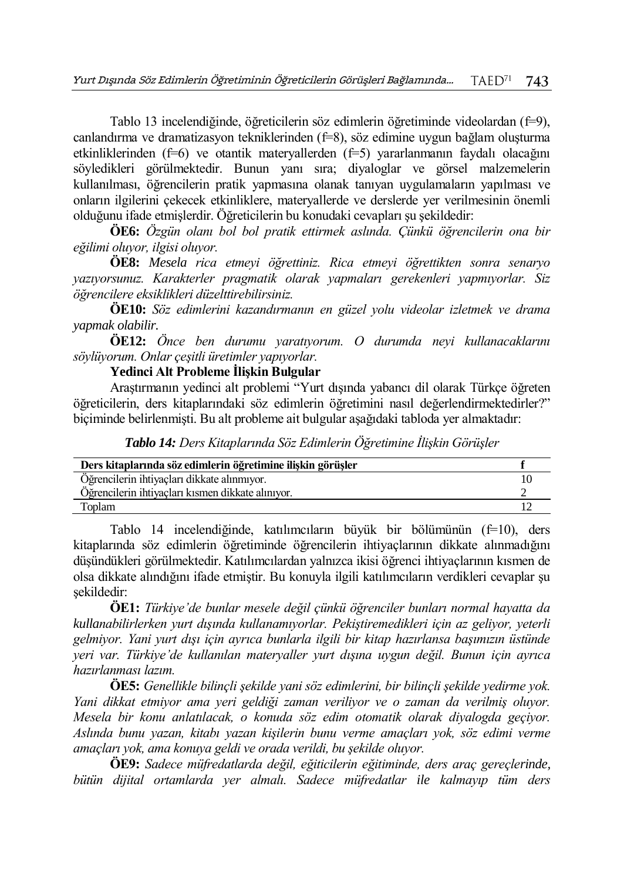Tablo 13 incelendiğinde, öğreticilerin söz edimlerin öğretiminde videolardan (f=9), canlandırma ve dramatizasyon tekniklerinden (f=8), söz edimine uygun bağlam oluşturma etkinliklerinden (f=6) ve otantik materyallerden (f=5) yararlanmanın faydalı olacağını söyledikleri görülmektedir. Bunun yanı sıra; diyaloglar ve görsel malzemelerin kullanılması, öğrencilerin pratik yapmasına olanak tanıyan uygulamaların yapılması ve onların ilgilerini çekecek etkinliklere, materyallerde ve derslerde yer verilmesinin önemli olduğunu ifade etmişlerdir. Öğreticilerin bu konudaki cevapları şu şekildedir:

**ÖE6:** *Özgün olanı bol bol pratik ettirmek aslında. Çünkü öğrencilerin ona bir eğilimi oluyor, ilgisi oluyor.*

**ÖE8:** *Mesela rica etmeyi öğrettiniz. Rica etmeyi öğrettikten sonra senaryo yazıyorsunuz. Karakterler pragmatik olarak yapmaları gerekenleri yapmıyorlar. Siz öğrencilere eksiklikleri düzelttirebilirsiniz.*

**ÖE10:** *Söz edimlerini kazandırmanın en güzel yolu videolar izletmek ve drama yapmak olabilir.*

**ÖE12:** *Önce ben durumu yaratıyorum. O durumda neyi kullanacaklarını söylüyorum. Onlar çeşitli üretimler yapıyorlar.*

**Yedinci Alt Probleme İlişkin Bulgular**

Araştırmanın yedinci alt problemi "Yurt dışında yabancı dil olarak Türkçe öğreten öğreticilerin, ders kitaplarındaki söz edimlerin öğretimini nasıl değerlendirmektedirler?" biçiminde belirlenmişti. Bu alt probleme ait bulgular aşağıdaki tabloda yer almaktadır:

***Tablo 14:*** *Ders Kitaplarında Söz Edimlerin Öğretimine İlişkin Görüşler*

| Ders kitaplarında söz edimlerin öğretimine ilişkin görüşler | f |
|---|---|
| Öğrencilerin ihtiyaçları dikkate alınmıyor. | 10 |
| Öğrencilerin ihtiyaçları kısmen dikkate alınıyor. | 2 |
| Toplam | 12 |

Tablo 14 incelendiğinde, katılımcıların büyük bir bölümünün (f=10), ders kitaplarında söz edimlerin öğretiminde öğrencilerin ihtiyaçlarının dikkate alınmadığını düşündükleri görülmektedir. Katılımcılardan yalnızca ikisi öğrenci ihtiyaçlarının kısmen de olsa dikkate alındığını ifade etmiştir. Bu konuyla ilgili katılımcıların verdikleri cevaplar şu şekildedir:

**ÖE1:** *Türkiye'de bunlar mesele değil çünkü öğrenciler bunları normal hayatta da kullanabilirlerken yurt dışında kullanamıyorlar. Pekiştiremedikleri için az geliyor, yeterli gelmiyor. Yani yurt dışı için ayrıca bunlarla ilgili bir kitap hazırlansa başımızın üstünde yeri var. Türkiye'de kullanılan materyaller yurt dışına uygun değil. Bunun için ayrıca hazırlanması lazım.*

**ÖE5:** *Genellikle bilinçli şekilde yani söz edimlerini, bir bilinçli şekilde yedirme yok. Yani dikkat etmiyor ama yeri geldiği zaman veriliyor ve o zaman da verilmiş oluyor. Mesela bir konu anlatılacak, o konuda söz edim otomatik olarak diyalogda geçiyor. Aslında bunu yazan, kitabı yazan kişilerin bunu verme amaçları yok, söz edimi verme amaçları yok, ama konuya geldi ve orada verildi, bu şekilde oluyor.*

**ÖE9:** *Sadece müfredatlarda değil, eğiticilerin eğitiminde, ders araç gereçlerinde, bütün dijital ortamlarda yer almalı. Sadece müfredatlar ile kalmayıp tüm ders*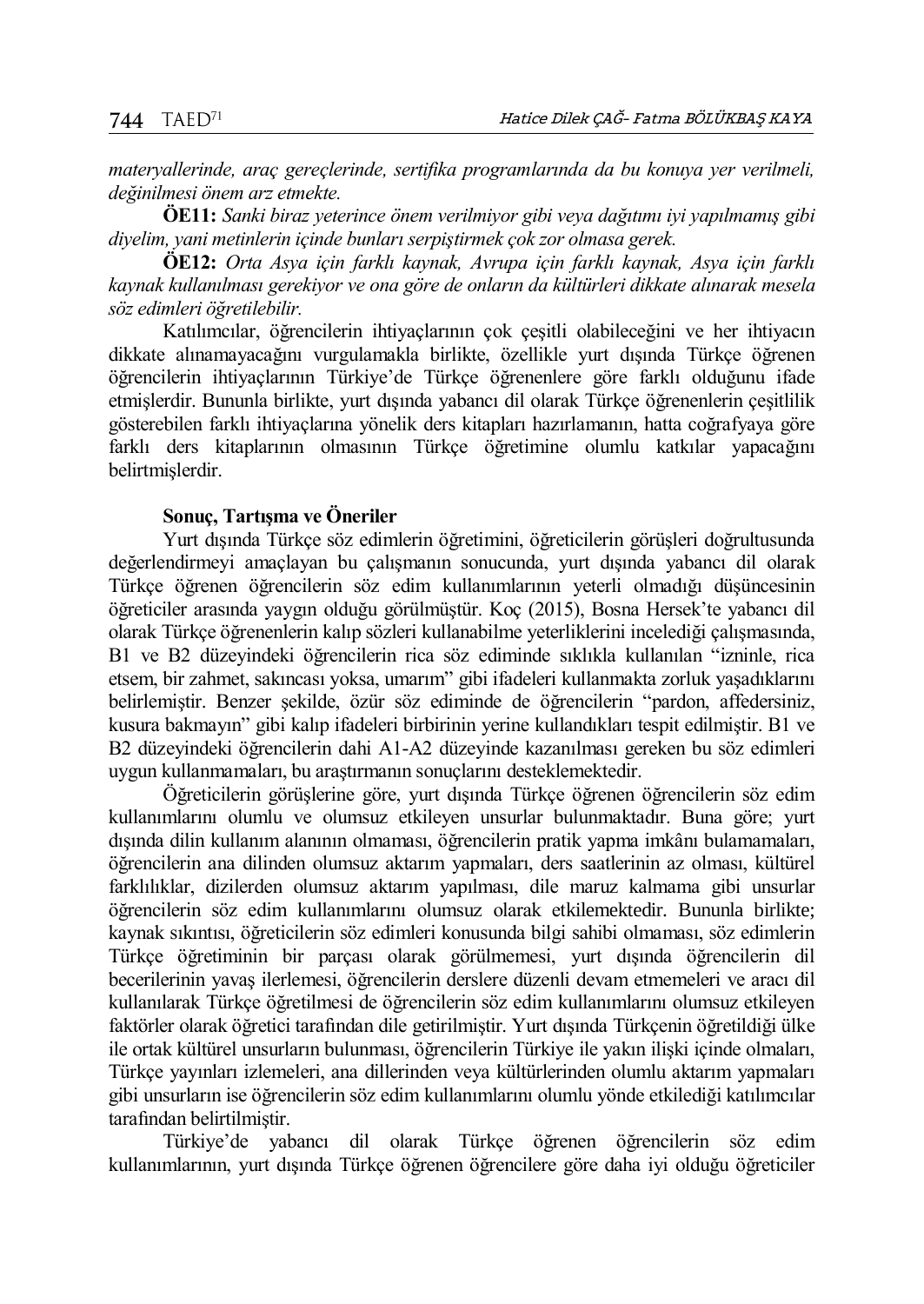*materyallerinde, araç gereçlerinde, sertifika programlarında da bu konuya yer verilmeli, değinilmesi önem arz etmekte.*

**ÖE11:** *Sanki biraz yeterince önem verilmiyor gibi veya dağıtımı iyi yapılmamış gibi diyelim, yani metinlerin içinde bunları serpiştirmek çok zor olmasa gerek.*

**ÖE12:** *Orta Asya için farklı kaynak, Avrupa için farklı kaynak, Asya için farklı kaynak kullanılması gerekiyor ve ona göre de onların da kültürleri dikkate alınarak mesela söz edimleri öğretilebilir.*

Katılımcılar, öğrencilerin ihtiyaçlarının çok çeşitli olabileceğini ve her ihtiyacın dikkate alınamayacağını vurgulamakla birlikte, özellikle yurt dışında Türkçe öğrenen öğrencilerin ihtiyaçlarının Türkiye'de Türkçe öğrenenlere göre farklı olduğunu ifade etmişlerdir. Bununla birlikte, yurt dışında yabancı dil olarak Türkçe öğrenenlerin çeşitlilik gösterebilen farklı ihtiyaçlarına yönelik ders kitapları hazırlamanın, hatta coğrafyaya göre farklı ders kitaplarının olmasının Türkçe öğretimine olumlu katkılar yapacağını belirtmişlerdir.

**Sonuç, Tartışma ve Öneriler**

Yurt dışında Türkçe söz edimlerin öğretimini, öğreticilerin görüşleri doğrultusunda değerlendirmeyi amaçlayan bu çalışmanın sonucunda, yurt dışında yabancı dil olarak Türkçe öğrenen öğrencilerin söz edim kullanımlarının yeterli olmadığı düşüncesinin öğreticiler arasında yaygın olduğu görülmüştür. Koç (2015), Bosna Hersek'te yabancı dil olarak Türkçe öğrenenlerin kalıp sözleri kullanabilme yeterliklerini incelediği çalışmasında, B1 ve B2 düzeyindeki öğrencilerin rica söz ediminde sıklıkla kullanılan "izninle, rica etsem, bir zahmet, sakıncası yoksa, umarım" gibi ifadeleri kullanmakta zorluk yaşadıklarını belirlemiştir. Benzer şekilde, özür söz ediminde de öğrencilerin "pardon, affedersiniz, kusura bakmayın" gibi kalıp ifadeleri birbirinin yerine kullandıkları tespit edilmiştir. B1 ve B2 düzeyindeki öğrencilerin dahi A1-A2 düzeyinde kazanılması gereken bu söz edimleri uygun kullanmamaları, bu araştırmanın sonuçlarını desteklemektedir.

Öğreticilerin görüşlerine göre, yurt dışında Türkçe öğrenen öğrencilerin söz edim kullanımlarını olumlu ve olumsuz etkileyen unsurlar bulunmaktadır. Buna göre; yurt dışında dilin kullanım alanının olmaması, öğrencilerin pratik yapma imkânı bulamamaları, öğrencilerin ana dilinden olumsuz aktarım yapmaları, ders saatlerinin az olması, kültürel farklılıklar, dizilerden olumsuz aktarım yapılması, dile maruz kalmama gibi unsurlar öğrencilerin söz edim kullanımlarını olumsuz olarak etkilemektedir. Bununla birlikte; kaynak sıkıntısı, öğreticilerin söz edimleri konusunda bilgi sahibi olmaması, söz edimlerin Türkçe öğretiminin bir parçası olarak görülmemesi, yurt dışında öğrencilerin dil becerilerinin yavaş ilerlemesi, öğrencilerin derslere düzenli devam etmemeleri ve aracı dil kullanılarak Türkçe öğretilmesi de öğrencilerin söz edim kullanımlarını olumsuz etkileyen faktörler olarak öğretici tarafından dile getirilmiştir. Yurt dışında Türkçenin öğretildiği ülke ile ortak kültürel unsurların bulunması, öğrencilerin Türkiye ile yakın ilişki içinde olmaları, Türkçe yayınları izlemeleri, ana dillerinden veya kültürlerinden olumlu aktarım yapmaları gibi unsurların ise öğrencilerin söz edim kullanımlarını olumlu yönde etkilediği katılımcılar tarafından belirtilmiştir.

Türkiye'de yabancı dil olarak Türkçe öğrenen öğrencilerin söz edim kullanımlarının, yurt dışında Türkçe öğrenen öğrencilere göre daha iyi olduğu öğreticiler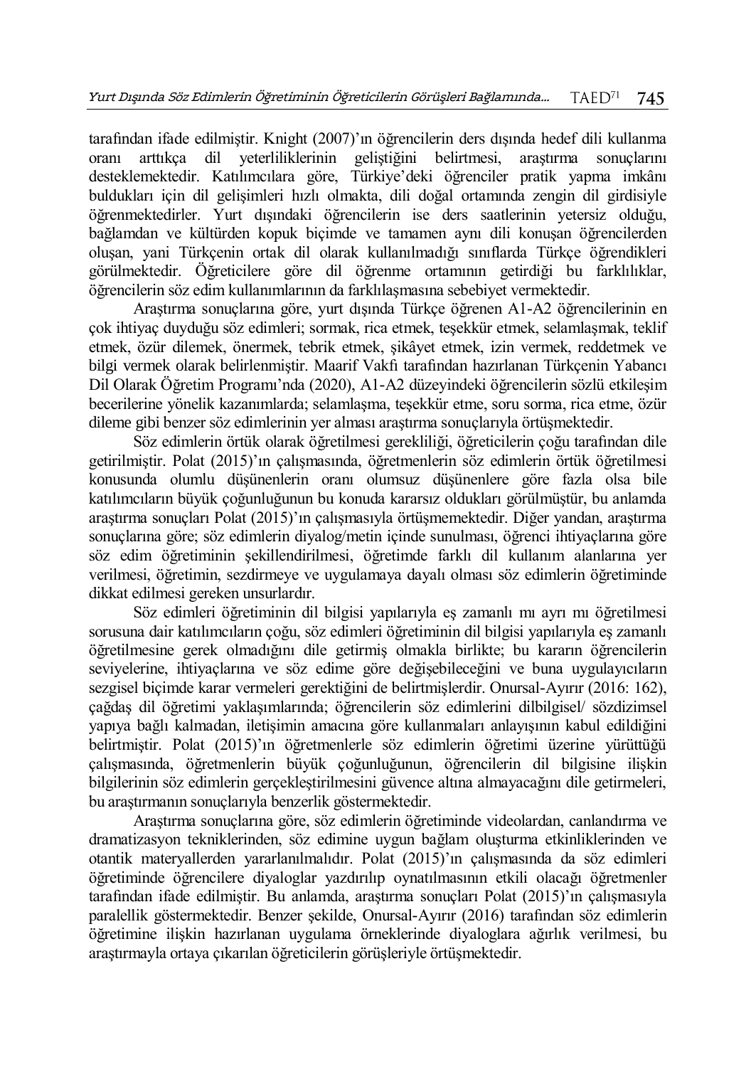tarafından ifade edilmiştir. Knight (2007)'ın öğrencilerin ders dışında hedef dili kullanma oranı arttıkça dil yeterliliklerinin geliştiğini belirtmesi, araştırma sonuçlarını desteklemektedir. Katılımcılara göre, Türkiye'deki öğrenciler pratik yapma imkânı buldukları için dil gelişimleri hızlı olmakta, dili doğal ortamında zengin dil girdisiyle öğrenmektedirler. Yurt dışındaki öğrencilerin ise ders saatlerinin yetersiz olduğu, bağlamdan ve kültürden kopuk biçimde ve tamamen aynı dili konuşan öğrencilerden oluşan, yani Türkçenin ortak dil olarak kullanılmadığı sınıflarda Türkçe öğrendikleri görülmektedir. Öğreticilere göre dil öğrenme ortamının getirdiği bu farklılıklar, öğrencilerin söz edim kullanımlarının da farklılaşmasına sebebiyet vermektedir.

Araştırma sonuçlarına göre, yurt dışında Türkçe öğrenen A1-A2 öğrencilerinin en çok ihtiyaç duyduğu söz edimleri; sormak, rica etmek, teşekkür etmek, selamlaşmak, teklif etmek, özür dilemek, önermek, tebrik etmek, şikâyet etmek, izin vermek, reddetmek ve bilgi vermek olarak belirlenmiştir. Maarif Vakfı tarafından hazırlanan Türkçenin Yabancı Dil Olarak Öğretim Programı'nda (2020), A1-A2 düzeyindeki öğrencilerin sözlü etkileşim becerilerine yönelik kazanımlarda; selamlaşma, teşekkür etme, soru sorma, rica etme, özür dileme gibi benzer söz edimlerinin yer alması araştırma sonuçlarıyla örtüşmektedir.

Söz edimlerin örtük olarak öğretilmesi gerekliliği, öğreticilerin çoğu tarafından dile getirilmiştir. Polat (2015)'ın çalışmasında, öğretmenlerin söz edimlerin örtük öğretilmesi konusunda olumlu düşünenlerin oranı olumsuz düşünenlere göre fazla olsa bile katılımcıların büyük çoğunluğunun bu konuda kararsız oldukları görülmüştür, bu anlamda araştırma sonuçları Polat (2015)'ın çalışmasıyla örtüşmemektedir. Diğer yandan, araştırma sonuçlarına göre; söz edimlerin diyalog/metin içinde sunulması, öğrenci ihtiyaçlarına göre söz edim öğretiminin şekillendirilmesi, öğretimde farklı dil kullanım alanlarına yer verilmesi, öğretimin, sezdirmeye ve uygulamaya dayalı olması söz edimlerin öğretiminde dikkat edilmesi gereken unsurlardır.

Söz edimleri öğretiminin dil bilgisi yapılarıyla eş zamanlı mı ayrı mı öğretilmesi sorusuna dair katılımcıların çoğu, söz edimleri öğretiminin dil bilgisi yapılarıyla eş zamanlı öğretilmesine gerek olmadığını dile getirmiş olmakla birlikte; bu kararın öğrencilerin seviyelerine, ihtiyaçlarına ve söz edime göre değişebileceğini ve buna uygulayıcıların sezgisel biçimde karar vermeleri gerektiğini de belirtmişlerdir. Onursal-Ayırır (2016: 162), çağdaş dil öğretimi yaklaşımlarında; öğrencilerin söz edimlerini dilbilgisel/ sözdizimsel yapıya bağlı kalmadan, iletişimin amacına göre kullanmaları anlayışının kabul edildiğini belirtmiştir. Polat (2015)'ın öğretmenlerle söz edimlerin öğretimi üzerine yürüttüğü çalışmasında, öğretmenlerin büyük çoğunluğunun, öğrencilerin dil bilgisine ilişkin bilgilerinin söz edimlerin gerçekleştirilmesini güvence altına almayacağını dile getirmeleri, bu araştırmanın sonuçlarıyla benzerlik göstermektedir.

Araştırma sonuçlarına göre, söz edimlerin öğretiminde videolardan, canlandırma ve dramatizasyon tekniklerinden, söz edimine uygun bağlam oluşturma etkinliklerinden ve otantik materyallerden yararlanılmalıdır. Polat (2015)'ın çalışmasında da söz edimleri öğretiminde öğrencilere diyaloglar yazdırılıp oynatılmasının etkili olacağı öğretmenler tarafından ifade edilmiştir. Bu anlamda, araştırma sonuçları Polat (2015)'ın çalışmasıyla paralellik göstermektedir. Benzer şekilde, Onursal-Ayırır (2016) tarafından söz edimlerin öğretimine ilişkin hazırlanan uygulama örneklerinde diyaloglara ağırlık verilmesi, bu araştırmayla ortaya çıkarılan öğreticilerin görüşleriyle örtüşmektedir.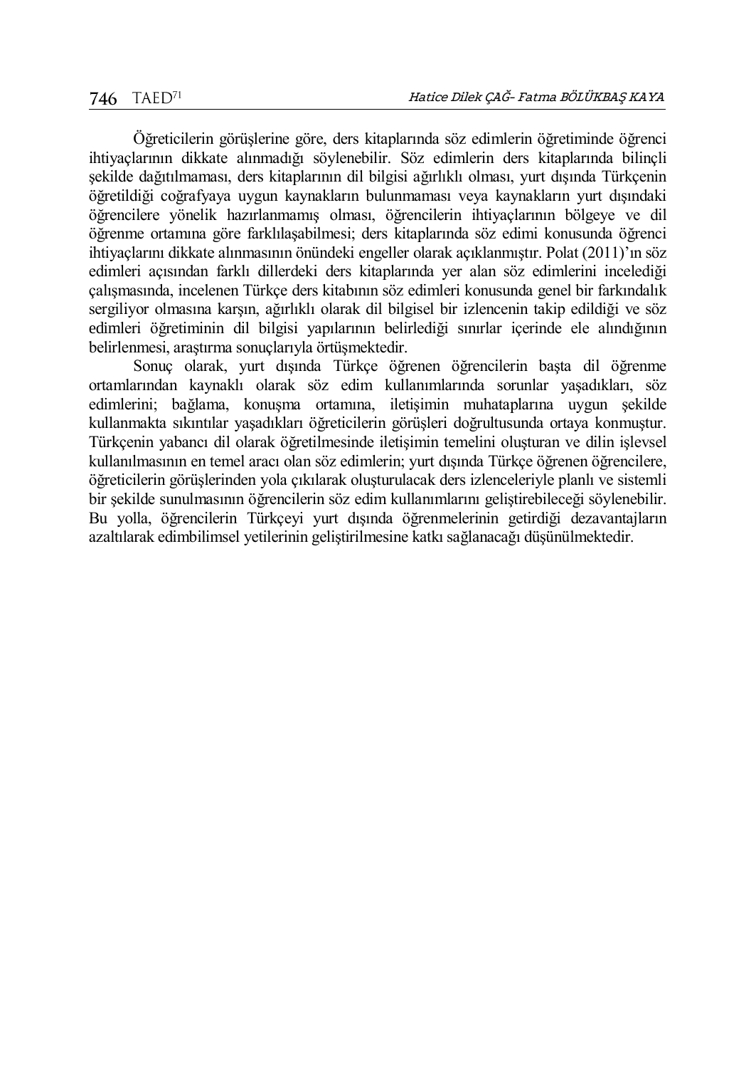Öğreticilerin görüşlerine göre, ders kitaplarında söz edimlerin öğretiminde öğrenci ihtiyaçlarının dikkate alınmadığı söylenebilir. Söz edimlerin ders kitaplarında bilinçli şekilde dağıtılmaması, ders kitaplarının dil bilgisi ağırlıklı olması, yurt dışında Türkçenin öğretildiği coğrafyaya uygun kaynakların bulunmaması veya kaynakların yurt dışındaki öğrencilere yönelik hazırlanmamış olması, öğrencilerin ihtiyaçlarının bölgeye ve dil öğrenme ortamına göre farklılaşabilmesi; ders kitaplarında söz edimi konusunda öğrenci ihtiyaçlarını dikkate alınmasının önündeki engeller olarak açıklanmıştır. Polat (2011)'ın söz edimleri açısından farklı dillerdeki ders kitaplarında yer alan söz edimlerini incelediği çalışmasında, incelenen Türkçe ders kitabının söz edimleri konusunda genel bir farkındalık sergiliyor olmasına karşın, ağırlıklı olarak dil bilgisel bir izlencenin takip edildiği ve söz edimleri öğretiminin dil bilgisi yapılarının belirlediği sınırlar içerinde ele alındığının belirlenmesi, araştırma sonuçlarıyla örtüşmektedir.

Sonuç olarak, yurt dışında Türkçe öğrenen öğrencilerin başta dil öğrenme ortamlarından kaynaklı olarak söz edim kullanımlarında sorunlar yaşadıkları, söz edimlerini; bağlama, konuşma ortamına, iletişimin muhataplarına uygun şekilde kullanmakta sıkıntılar yaşadıkları öğreticilerin görüşleri doğrultusunda ortaya konmuştur. Türkçenin yabancı dil olarak öğretilmesinde iletişimin temelini oluşturan ve dilin işlevsel kullanılmasının en temel aracı olan söz edimlerin; yurt dışında Türkçe öğrenen öğrencilere, öğreticilerin görüşlerinden yola çıkılarak oluşturulacak ders izlenceleriyle planlı ve sistemli bir şekilde sunulmasının öğrencilerin söz edim kullanımlarını geliştirebileceği söylenebilir. Bu yolla, öğrencilerin Türkçeyi yurt dışında öğrenmelerinin getirdiği dezavantajların azaltılarak edimbilimsel yetilerinin geliştirilmesine katkı sağlanacağı düşünülmektedir.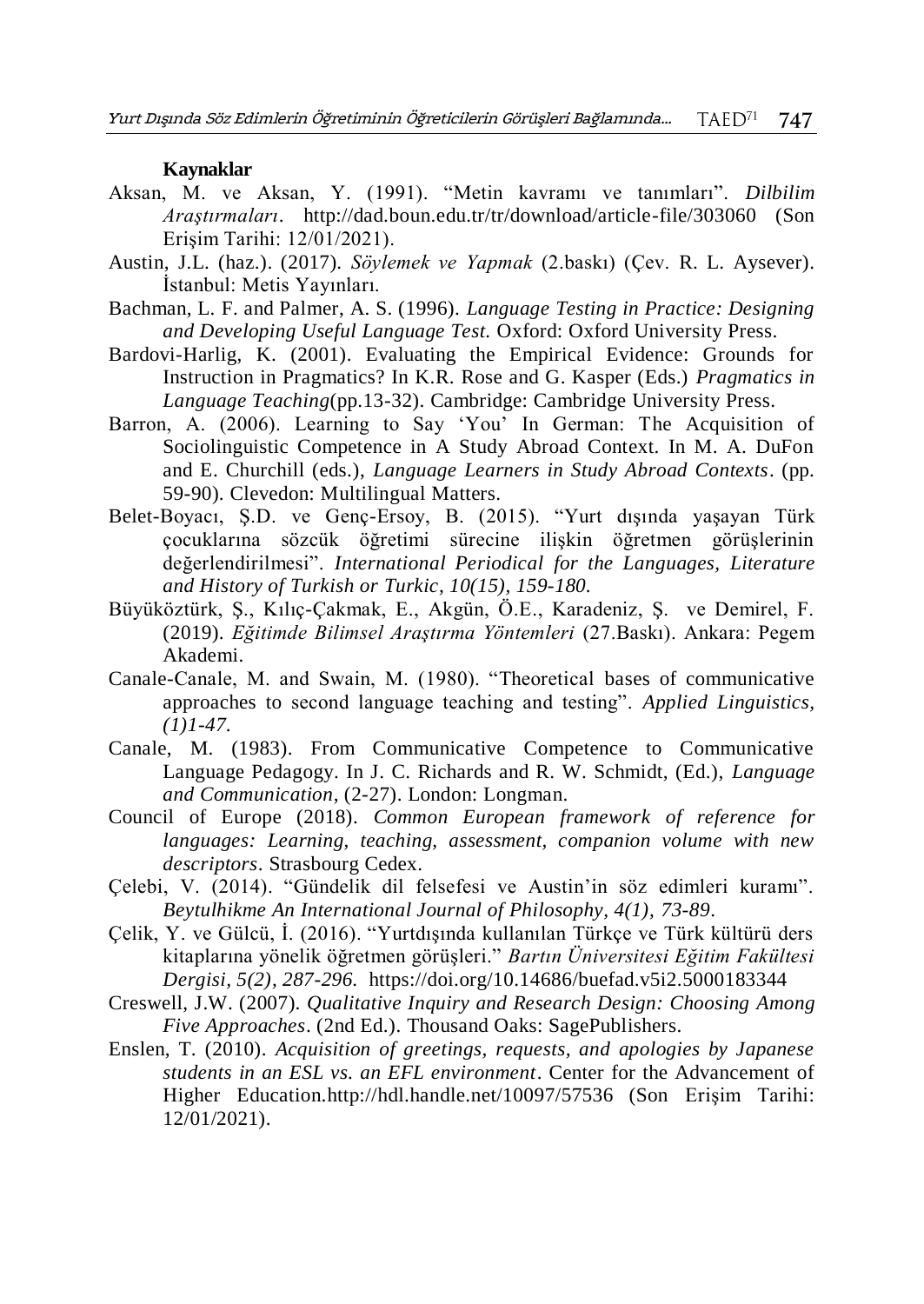**Kaynaklar**

Aksan, M. ve Aksan, Y. (1991). "Metin kavramı ve tanımları". *Dilbilim Araştırmaları*. http://dad.boun.edu.tr/tr/download/article-file/303060 (Son Erişim Tarihi: 12/01/2021).

Austin, J.L. (haz.). (2017). *Söylemek ve Yapmak* (2.baskı) (Çev. R. L. Aysever). İstanbul: Metis Yayınları.

Bachman, L. F. and Palmer, A. S. (1996). *Language Testing in Practice: Designing and Developing Useful Language Test.* Oxford: Oxford University Press.

Bardovi-Harlig, K. (2001). Evaluating the Empirical Evidence: Grounds for Instruction in Pragmatics? In K.R. Rose and G. Kasper (Eds.) *Pragmatics in Language Teaching*(pp.13-32). Cambridge: Cambridge University Press.

Barron, A. (2006). Learning to Say 'You' In German: The Acquisition of Sociolinguistic Competence in A Study Abroad Context. In M. A. DuFon and E. Churchill (eds.), *Language Learners in Study Abroad Contexts*. (pp. 59-90). Clevedon: Multilingual Matters.

Belet-Boyacı, Ş.D. ve Genç-Ersoy, B. (2015). "Yurt dışında yaşayan Türk çocuklarına sözcük öğretimi sürecine ilişkin öğretmen görüşlerinin değerlendirilmesi". *International Periodical for the Languages, Literature and History of Turkish or Turkic, 10(15), 159-180.*

Büyüköztürk, Ş., Kılıç-Çakmak, E., Akgün, Ö.E., Karadeniz, Ş. ve Demirel, F. (2019). *Eğitimde Bilimsel Araştırma Yöntemleri* (27.Baskı). Ankara: Pegem Akademi.

Canale-Canale, M. and Swain, M. (1980). "Theoretical bases of communicative approaches to second language teaching and testing". *Applied Linguistics, (1)1-47.*

Canale, M. (1983). From Communicative Competence to Communicative Language Pedagogy. In J. C. Richards and R. W. Schmidt, (Ed.), *Language and Communication*, (2-27). London: Longman.

Council of Europe (2018). *Common European framework of reference for languages: Learning, teaching, assessment, companion volume with new descriptors*. Strasbourg Cedex.

Çelebi, V. (2014). "Gündelik dil felsefesi ve Austin'in söz edimleri kuramı". *Beytulhikme An International Journal of Philosophy, 4(1), 73-89*.

Çelik, Y. ve Gülcü, İ. (2016). "Yurtdışında kullanılan Türkçe ve Türk kültürü ders kitaplarına yönelik öğretmen görüşleri." *Bartın Üniversitesi Eğitim Fakültesi Dergisi, 5(2), 287-296.* https://doi.org/10.14686/buefad.v5i2.5000183344

Creswell, J.W. (2007). *Qualitative Inquiry and Research Design: Choosing Among Five Approaches*. (2nd Ed.). Thousand Oaks: SagePublishers.

Enslen, T. (2010). *Acquisition of greetings, requests, and apologies by Japanese students in an ESL vs. an EFL environment*. Center for the Advancement of Higher Education.http://hdl.handle.net/10097/57536 (Son Erişim Tarihi: 12/01/2021).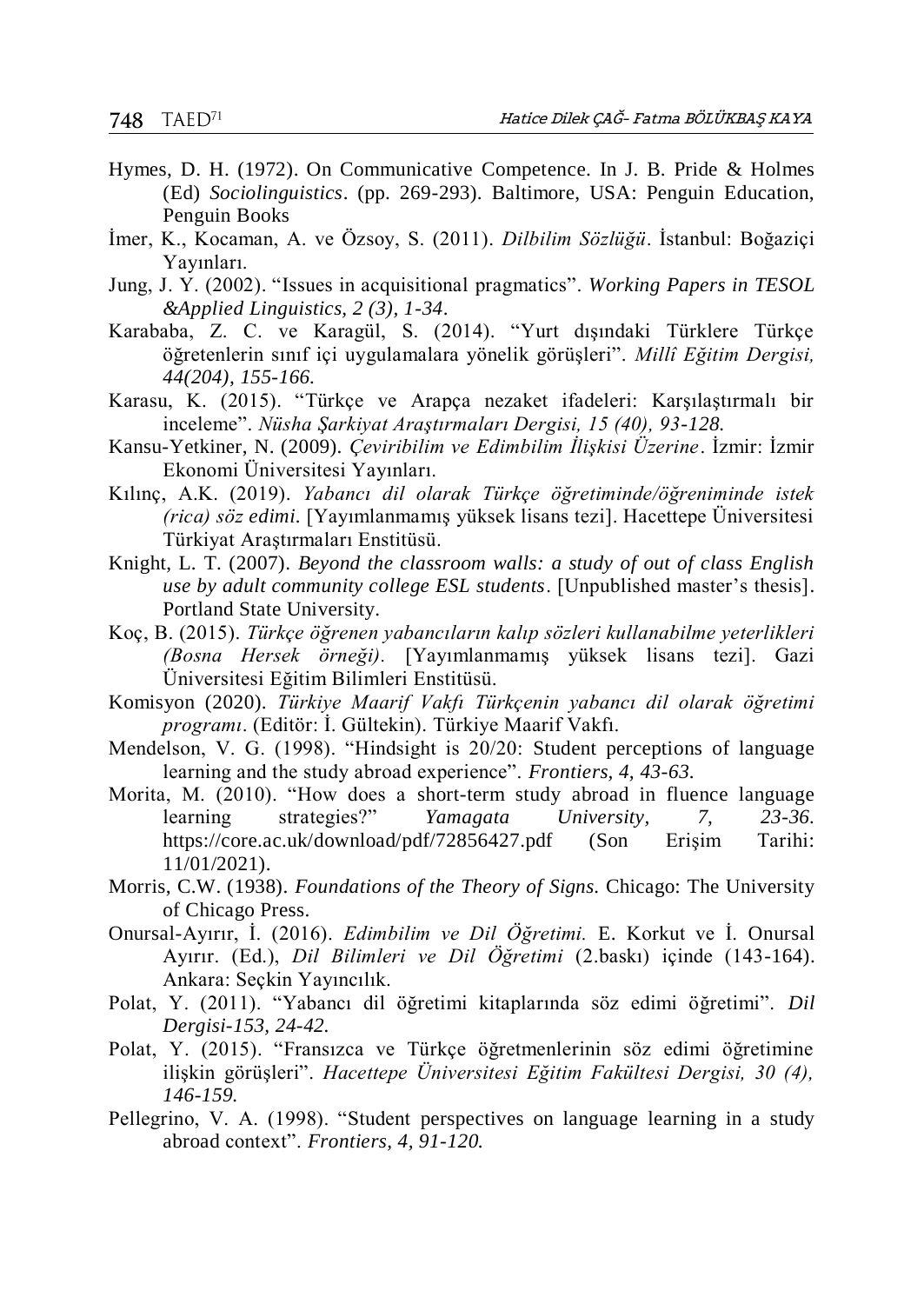Hymes, D. H. (1972). On Communicative Competence. In J. B. Pride & Holmes (Ed) *Sociolinguistics*. (pp. 269-293). Baltimore, USA: Penguin Education, Penguin Books

İmer, K., Kocaman, A. ve Özsoy, S. (2011). *Dilbilim Sözlüğü*. İstanbul: Boğaziçi Yayınları.

Jung, J. Y. (2002). "Issues in acquisitional pragmatics". *Working Papers in TESOL &Applied Linguistics, 2 (3), 1-34*.

Karababa, Z. C. ve Karagül, S. (2014). "Yurt dışındaki Türklere Türkçe öğretenlerin sınıf içi uygulamalara yönelik görüşleri". *Millî Eğitim Dergisi, 44(204), 155-166.*

Karasu, K. (2015). "Türkçe ve Arapça nezaket ifadeleri: Karşılaştırmalı bir inceleme". *Nüsha Şarkiyat Araştırmaları Dergisi, 15 (40), 93-128.*

Kansu-Yetkiner, N. (2009). *Çeviribilim ve Edimbilim İlişkisi Üzerine*. İzmir: İzmir Ekonomi Üniversitesi Yayınları.

Kılınç, A.K. (2019). *Yabancı dil olarak Türkçe öğretiminde/öğreniminde istek (rica) söz edimi.* [Yayımlanmamış yüksek lisans tezi]. Hacettepe Üniversitesi Türkiyat Araştırmaları Enstitüsü.

Knight, L. T. (2007). *Beyond the classroom walls: a study of out of class English use by adult community college ESL students*. [Unpublished master's thesis]. Portland State University.

Koç, B. (2015). *Türkçe öğrenen yabancıların kalıp sözleri kullanabilme yeterlikleri (Bosna Hersek örneği).* [Yayımlanmamış yüksek lisans tezi]. Gazi Üniversitesi Eğitim Bilimleri Enstitüsü.

Komisyon (2020). *Türkiye Maarif Vakfı Türkçenin yabancı dil olarak öğretimi programı*. (Editör: İ. Gültekin). Türkiye Maarif Vakfı.

Mendelson, V. G. (1998). "Hindsight is 20/20: Student perceptions of language learning and the study abroad experience". *Frontiers, 4, 43-63.*

Morita, M. (2010). "How does a short-term study abroad in fluence language learning strategies?" *Yamagata University, 7, 23-36.* https://core.ac.uk/download/pdf/72856427.pdf (Son Erişim Tarihi: 11/01/2021).

Morris, C.W. (1938). *Foundations of the Theory of Signs.* Chicago: The University of Chicago Press.

Onursal-Ayırır, İ. (2016). *Edimbilim ve Dil Öğretimi.* E. Korkut ve İ. Onursal Ayırır. (Ed.), *Dil Bilimleri ve Dil Öğretimi* (2.baskı) içinde (143-164). Ankara: Seçkin Yayıncılık.

Polat, Y. (2011). "Yabancı dil öğretimi kitaplarında söz edimi öğretimi". *Dil Dergisi-153, 24-42.*

Polat, Y. (2015). "Fransızca ve Türkçe öğretmenlerinin söz edimi öğretimine ilişkin görüşleri". *Hacettepe Üniversitesi Eğitim Fakültesi Dergisi, 30 (4), 146-159.*

Pellegrino, V. A. (1998). "Student perspectives on language learning in a study abroad context". *Frontiers, 4, 91-120.*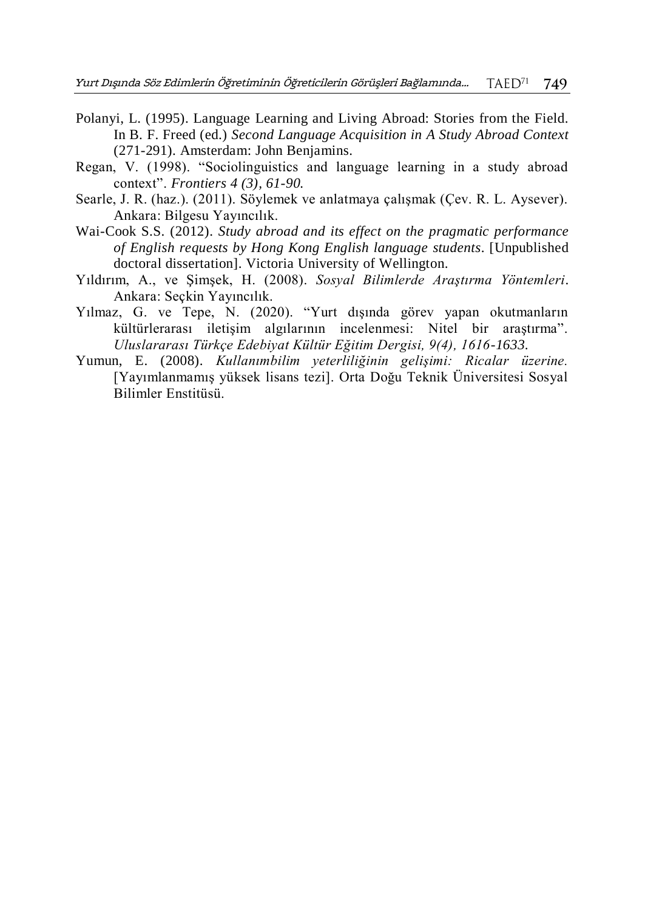Polanyi, L. (1995). Language Learning and Living Abroad: Stories from the Field. In B. F. Freed (ed.) *Second Language Acquisition in A Study Abroad Context* (271-291). Amsterdam: John Benjamins.

Regan, V. (1998). "Sociolinguistics and language learning in a study abroad context". *Frontiers 4 (3), 61-90.*

Searle, J. R. (haz.). (2011). Söylemek ve anlatmaya çalışmak (Çev. R. L. Aysever). Ankara: Bilgesu Yayıncılık.

Wai-Cook S.S. (2012). *Study abroad and its effect on the pragmatic performance of English requests by Hong Kong English language students*. [Unpublished doctoral dissertation]. Victoria University of Wellington.

Yıldırım, A., ve Şimşek, H. (2008). *Sosyal Bilimlerde Araştırma Yöntemleri*. Ankara: Seçkin Yayıncılık.

Yılmaz, G. ve Tepe, N. (2020). "Yurt dışında görev yapan okutmanların kültürlerarası iletişim algılarının incelenmesi: Nitel bir araştırma". *Uluslararası Türkçe Edebiyat Kültür Eğitim Dergisi, 9(4), 1616-1633.*

Yumun, E. (2008). *Kullanımbilim yeterliliğinin gelişimi: Ricalar üzerine.* [Yayımlanmamış yüksek lisans tezi]. Orta Doğu Teknik Üniversitesi Sosyal Bilimler Enstitüsü.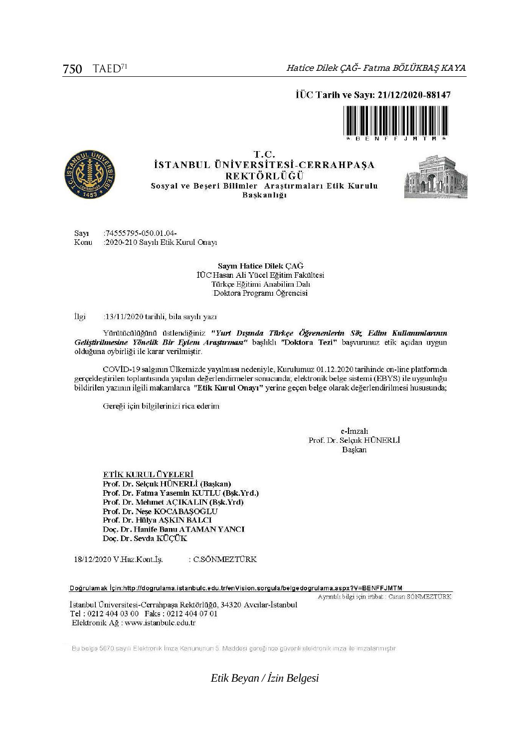**İÜC Tarih ve Sayı: 21/12/2020-88147**

\*BENFFJMTM\*

**T.C.**
**İSTANBUL ÜNİVERSİTESİ-CERRAHPAŞA**
**REKTÖRLÜĞÜ**
**Sosyal ve Beşeri Bilimler Araştırmaları Etik Kurulu Başkanlığı**

Sayı :74555795-050.01.04-
Konu :2020-210 Sayılı Etik Kurul Onayı

**Sayın Hatice Dilek ÇAĞ**
İÜC Hasan Ali Yücel Eğitim Fakültesi
Türkçe Eğitimi Anabilim Dalı
Doktora Programı Öğrencisi

İlgi :13/11/2020 tarihli, bila sayılı yazı

Yürütücülüğünü üstlendiğiniz ***"Yurt Dışında Türkçe Öğrenenlerin Söz Edim Kullanımlarının Geliştirilmesine Yönelik Bir Eylem Araştırması"*** başlıklı **"Doktora Tezi"** başvurunuz etik açıdan uygun olduğuna oybirliği ile karar verilmiştir.

COVİD-19 salgının Ülkemizde yayılması nedeniyle, Kurulumuz 01.12.2020 tarihinde on-line platformda gerçekleştirilen toplantısında yapılan değerlendirmeler sonucunda; elektronik belge sistemi (EBYS) ile uygunluğu bildirilen yazının ilgili makamlarca **"Etik Kurul Onayı"** yerine geçen belge olarak değerlendirilmesi hususunda;

Gereği için bilgilerinizi rica ederim

e-İmzalı
Prof. Dr. Selçuk HÜNERLİ
Başkan

**ETİK KURUL ÜYELERİ**
**Prof. Dr. Selçuk HÜNERLİ (Başkan)**
**Prof. Dr. Fatma Yasemin KUTLU (Bşk.Yrd.)**
**Prof. Dr. Mehmet AÇIKALIN (Bşk.Yrd)**
**Prof. Dr. Neşe KOCABAŞOĞLU**
**Prof. Dr. Hülya AŞKIN BALCI**
**Doç. Dr. Hanife Banu ATAMAN YANCI**
**Doç. Dr. Sevda KÜÇÜK**

18/12/2020 V.Haz.Kont.İş. : C.SÖNMEZTÜRK

Doğrulamak İçin:http://dogrulama.istanbulc.edu.tr/enVision.sorgula/belgedogrulama.aspx?V=BENFFJMTM

Ayrıntılı bilgi için irtibat : Canan SÖNMEZTÜRK

İstanbul Üniversitesi-Cerrahpaşa Rektörlüğü, 34320 Avcılar-İstanbul
Tel : 0212 404 03 00 Faks : 0212 404 07 01
Elektronik Ağ : www.istanbulc.edu.tr

Bu belge 5070 sayılı Elektronik İmza Kanununun 5. Maddesi gereğince güvenli elektronik imza ile imzalanmıştır.

*Etik Beyan / İzin Belgesi*